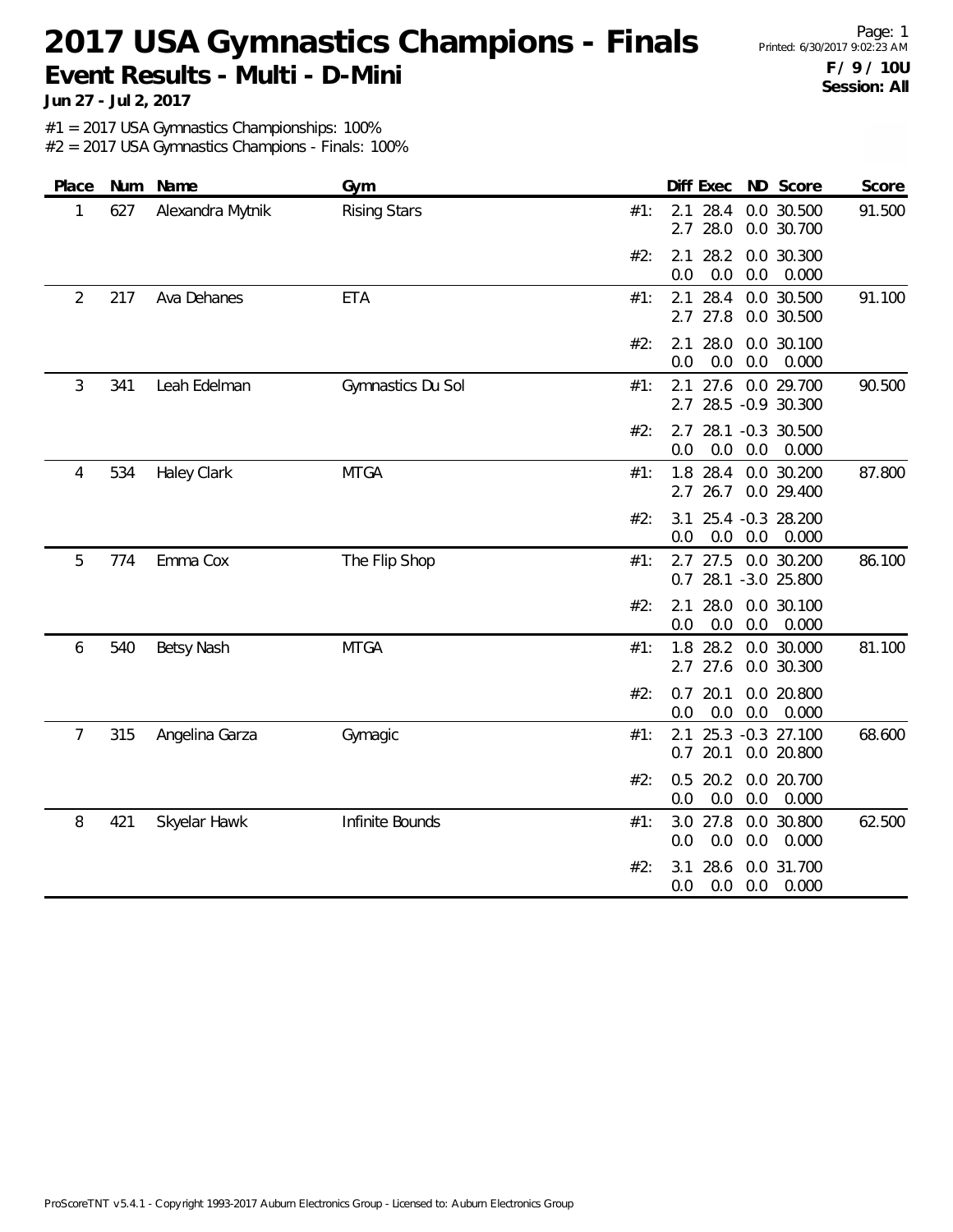# 2017 USA Gymnastics Champions - Finals

## Event Results - Multi - D-Mini

**Jun 27 - Jul 2, 2017**

Printed: 6/30/2017 9:02:23 AM

**F / 9 / 10U**
**Session: All**

#1 = 2017 USA Gymnastics Championships: 100%
#2 = 2017 USA Gymnastics Champions - Finals: 100%

| Place | Num | Name | Gym | | Diff | Exec | ND | Score | Score |
|---|---|---|---|---|---|---|---|---|---|
| 1 | 627 | Alexandra Mytnik | Rising Stars | #1: | 2.1 | 28.4 | 0.0 | 30.500 | 91.500 |
| | | | | | 2.7 | 28.0 | 0.0 | 30.700 | |
| | | | | #2: | 2.1 | 28.2 | 0.0 | 30.300 | |
| | | | | | 0.0 | 0.0 | 0.0 | 0.000 | |
| 2 | 217 | Ava Dehanes | ETA | #1: | 2.1 | 28.4 | 0.0 | 30.500 | 91.100 |
| | | | | | 2.7 | 27.8 | 0.0 | 30.500 | |
| | | | | #2: | 2.1 | 28.0 | 0.0 | 30.100 | |
| | | | | | 0.0 | 0.0 | 0.0 | 0.000 | |
| 3 | 341 | Leah Edelman | Gymnastics Du Sol | #1: | 2.1 | 27.6 | 0.0 | 29.700 | 90.500 |
| | | | | | 2.7 | 28.5 | -0.9 | 30.300 | |
| | | | | #2: | 2.7 | 28.1 | -0.3 | 30.500 | |
| | | | | | 0.0 | 0.0 | 0.0 | 0.000 | |
| 4 | 534 | Haley Clark | MTGA | #1: | 1.8 | 28.4 | 0.0 | 30.200 | 87.800 |
| | | | | | 2.7 | 26.7 | 0.0 | 29.400 | |
| | | | | #2: | 3.1 | 25.4 | -0.3 | 28.200 | |
| | | | | | 0.0 | 0.0 | 0.0 | 0.000 | |
| 5 | 774 | Emma Cox | The Flip Shop | #1: | 2.7 | 27.5 | 0.0 | 30.200 | 86.100 |
| | | | | | 0.7 | 28.1 | -3.0 | 25.800 | |
| | | | | #2: | 2.1 | 28.0 | 0.0 | 30.100 | |
| | | | | | 0.0 | 0.0 | 0.0 | 0.000 | |
| 6 | 540 | Betsy Nash | MTGA | #1: | 1.8 | 28.2 | 0.0 | 30.000 | 81.100 |
| | | | | | 2.7 | 27.6 | 0.0 | 30.300 | |
| | | | | #2: | 0.7 | 20.1 | 0.0 | 20.800 | |
| | | | | | 0.0 | 0.0 | 0.0 | 0.000 | |
| 7 | 315 | Angelina Garza | Gymagic | #1: | 2.1 | 25.3 | -0.3 | 27.100 | 68.600 |
| | | | | | 0.7 | 20.1 | 0.0 | 20.800 | |
| | | | | #2: | 0.5 | 20.2 | 0.0 | 20.700 | |
| | | | | | 0.0 | 0.0 | 0.0 | 0.000 | |
| 8 | 421 | Skyelar Hawk | Infinite Bounds | #1: | 3.0 | 27.8 | 0.0 | 30.800 | 62.500 |
| | | | | | 0.0 | 0.0 | 0.0 | 0.000 | |
| | | | | #2: | 3.1 | 28.6 | 0.0 | 31.700 | |
| | | | | | 0.0 | 0.0 | 0.0 | 0.000 | |

ProScoreTNT v5.4.1 - Copyright 1993-2017 Auburn Electronics Group - Licensed to: Auburn Electronics Group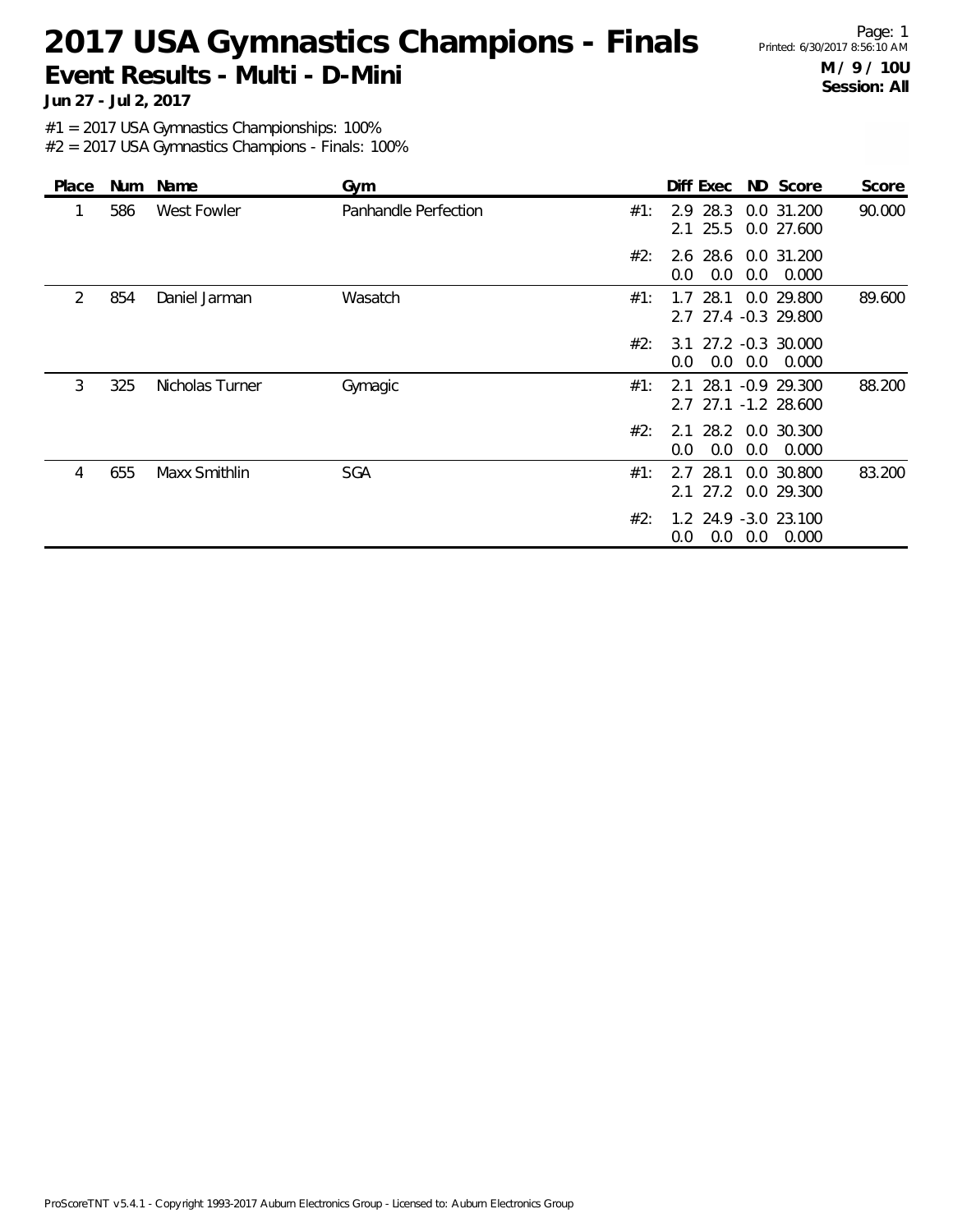# 2017 USA Gymnastics Champions - Finals

## Event Results - Multi - D-Mini

**Jun 27 - Jul 2, 2017**

Page: 1
Printed: 6/30/2017 8:56:10 AM

**M / 9 / 10U**
**Session: All**

#1 = 2017 USA Gymnastics Championships: 100%
#2 = 2017 USA Gymnastics Champions - Finals: 100%

| Place | Num | Name | Gym | | Diff | Exec | ND | Score | Score |
|---|---|---|---|---|---|---|---|---|---|
| 1 | 586 | West Fowler | Panhandle Perfection | #1: | 2.9 | 28.3 | 0.0 | 31.200 | 90.000 |
| | | | | | 2.1 | 25.5 | 0.0 | 27.600 | |
| | | | | #2: | 2.6 | 28.6 | 0.0 | 31.200 | |
| | | | | | 0.0 | 0.0 | 0.0 | 0.000 | |
| 2 | 854 | Daniel Jarman | Wasatch | #1: | 1.7 | 28.1 | 0.0 | 29.800 | 89.600 |
| | | | | | 2.7 | 27.4 | -0.3 | 29.800 | |
| | | | | #2: | 3.1 | 27.2 | -0.3 | 30.000 | |
| | | | | | 0.0 | 0.0 | 0.0 | 0.000 | |
| 3 | 325 | Nicholas Turner | Gymagic | #1: | 2.1 | 28.1 | -0.9 | 29.300 | 88.200 |
| | | | | | 2.7 | 27.1 | -1.2 | 28.600 | |
| | | | | #2: | 2.1 | 28.2 | 0.0 | 30.300 | |
| | | | | | 0.0 | 0.0 | 0.0 | 0.000 | |
| 4 | 655 | Maxx Smithlin | SGA | #1: | 2.7 | 28.1 | 0.0 | 30.800 | 83.200 |
| | | | | | 2.1 | 27.2 | 0.0 | 29.300 | |
| | | | | #2: | 1.2 | 24.9 | -3.0 | 23.100 | |
| | | | | | 0.0 | 0.0 | 0.0 | 0.000 | |

ProScoreTNT v5.4.1 - Copyright 1993-2017 Auburn Electronics Group - Licensed to: Auburn Electronics Group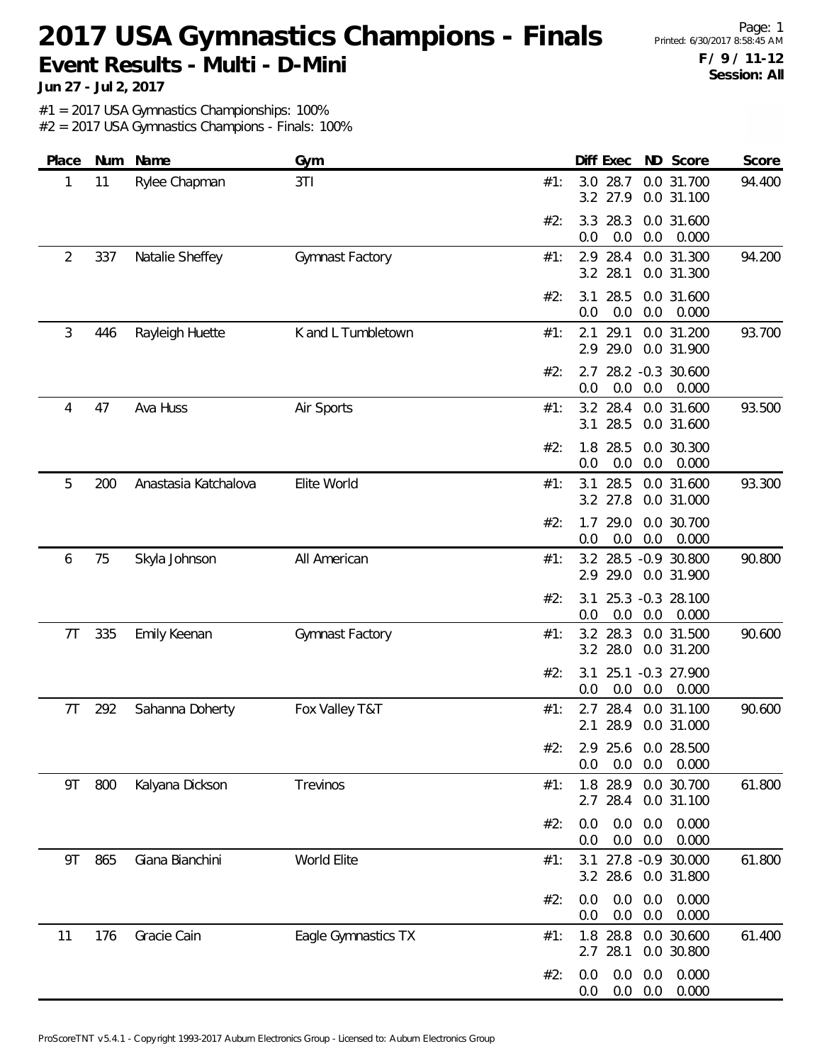# 2017 USA Gymnastics Champions - Finals

## Event Results - Multi - D-Mini

**Jun 27 - Jul 2, 2017**

**F / 9 / 11-12**
**Session: All**

#1 = 2017 USA Gymnastics Championships: 100%
#2 = 2017 USA Gymnastics Champions - Finals: 100%

| Place | Num | Name | Gym | | Diff | Exec | ND | Score | Score |
|---|---|---|---|---|---|---|---|---|---|
| 1 | 11 | Rylee Chapman | 3TI | #1: | 3.0 | 28.7 | 0.0 | 31.700 | 94.400 |
| | | | | | 3.2 | 27.9 | 0.0 | 31.100 | |
| | | | | #2: | 3.3 | 28.3 | 0.0 | 31.600 | |
| | | | | | 0.0 | 0.0 | 0.0 | 0.000 | |
| 2 | 337 | Natalie Sheffey | Gymnast Factory | #1: | 2.9 | 28.4 | 0.0 | 31.300 | 94.200 |
| | | | | | 3.2 | 28.1 | 0.0 | 31.300 | |
| | | | | #2: | 3.1 | 28.5 | 0.0 | 31.600 | |
| | | | | | 0.0 | 0.0 | 0.0 | 0.000 | |
| 3 | 446 | Rayleigh Huette | K and L Tumbletown | #1: | 2.1 | 29.1 | 0.0 | 31.200 | 93.700 |
| | | | | | 2.9 | 29.0 | 0.0 | 31.900 | |
| | | | | #2: | 2.7 | 28.2 | -0.3 | 30.600 | |
| | | | | | 0.0 | 0.0 | 0.0 | 0.000 | |
| 4 | 47 | Ava Huss | Air Sports | #1: | 3.2 | 28.4 | 0.0 | 31.600 | 93.500 |
| | | | | | 3.1 | 28.5 | 0.0 | 31.600 | |
| | | | | #2: | 1.8 | 28.5 | 0.0 | 30.300 | |
| | | | | | 0.0 | 0.0 | 0.0 | 0.000 | |
| 5 | 200 | Anastasia Katchalova | Elite World | #1: | 3.1 | 28.5 | 0.0 | 31.600 | 93.300 |
| | | | | | 3.2 | 27.8 | 0.0 | 31.000 | |
| | | | | #2: | 1.7 | 29.0 | 0.0 | 30.700 | |
| | | | | | 0.0 | 0.0 | 0.0 | 0.000 | |
| 6 | 75 | Skyla Johnson | All American | #1: | 3.2 | 28.5 | -0.9 | 30.800 | 90.800 |
| | | | | | 2.9 | 29.0 | 0.0 | 31.900 | |
| | | | | #2: | 3.1 | 25.3 | -0.3 | 28.100 | |
| | | | | | 0.0 | 0.0 | 0.0 | 0.000 | |
| 7T | 335 | Emily Keenan | Gymnast Factory | #1: | 3.2 | 28.3 | 0.0 | 31.500 | 90.600 |
| | | | | | 3.2 | 28.0 | 0.0 | 31.200 | |
| | | | | #2: | 3.1 | 25.1 | -0.3 | 27.900 | |
| | | | | | 0.0 | 0.0 | 0.0 | 0.000 | |
| 7T | 292 | Sahanna Doherty | Fox Valley T&T | #1: | 2.7 | 28.4 | 0.0 | 31.100 | 90.600 |
| | | | | | 2.1 | 28.9 | 0.0 | 31.000 | |
| | | | | #2: | 2.9 | 25.6 | 0.0 | 28.500 | |
| | | | | | 0.0 | 0.0 | 0.0 | 0.000 | |
| 9T | 800 | Kalyana Dickson | Trevinos | #1: | 1.8 | 28.9 | 0.0 | 30.700 | 61.800 |
| | | | | | 2.7 | 28.4 | 0.0 | 31.100 | |
| | | | | #2: | 0.0 | 0.0 | 0.0 | 0.000 | |
| | | | | | 0.0 | 0.0 | 0.0 | 0.000 | |
| 9T | 865 | Giana Bianchini | World Elite | #1: | 3.1 | 27.8 | -0.9 | 30.000 | 61.800 |
| | | | | | 3.2 | 28.6 | 0.0 | 31.800 | |
| | | | | #2: | 0.0 | 0.0 | 0.0 | 0.000 | |
| | | | | | 0.0 | 0.0 | 0.0 | 0.000 | |
| 11 | 176 | Gracie Cain | Eagle Gymnastics TX | #1: | 1.8 | 28.8 | 0.0 | 30.600 | 61.400 |
| | | | | | 2.7 | 28.1 | 0.0 | 30.800 | |
| | | | | #2: | 0.0 | 0.0 | 0.0 | 0.000 | |
| | | | | | 0.0 | 0.0 | 0.0 | 0.000 | |

ProScoreTNT v5.4.1 - Copyright 1993-2017 Auburn Electronics Group - Licensed to: Auburn Electronics Group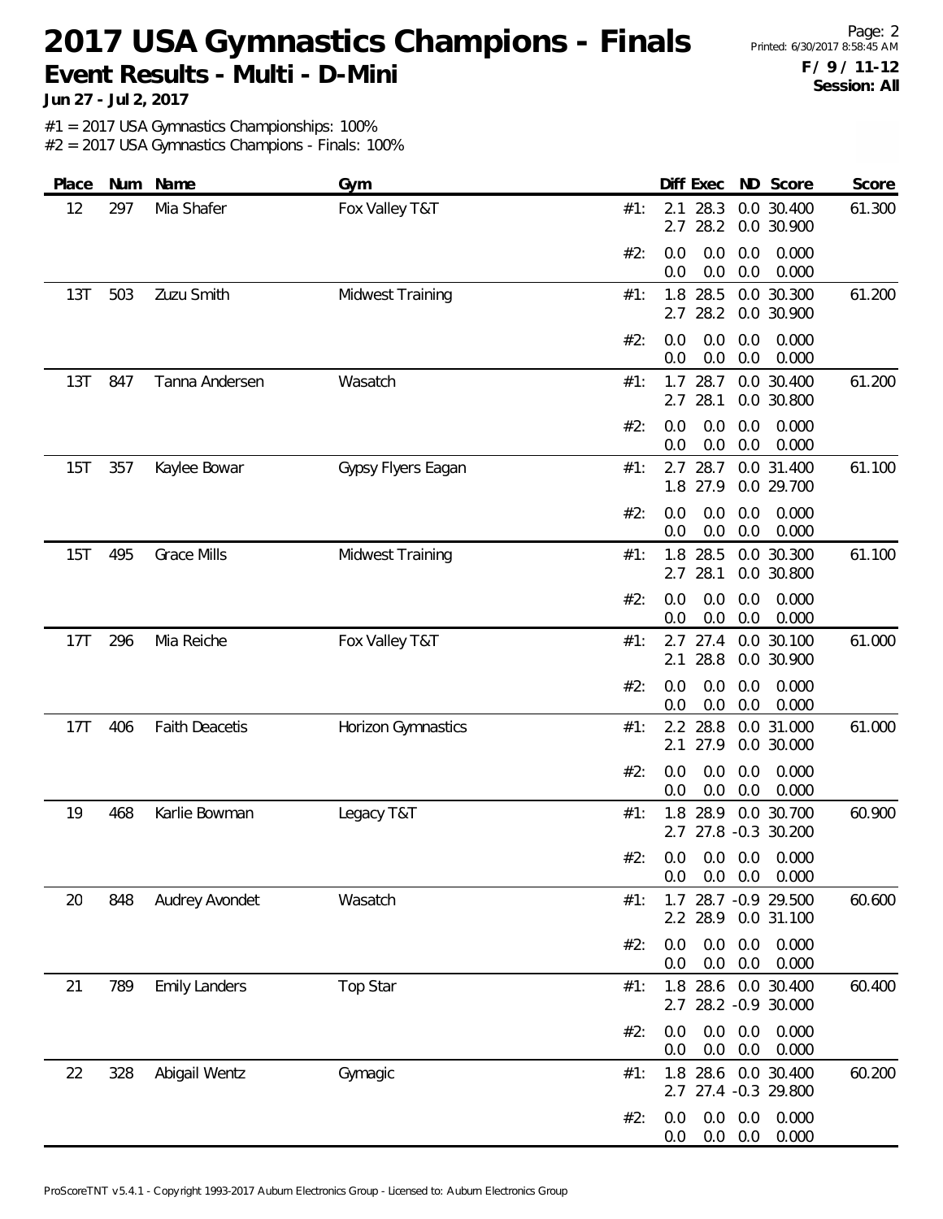# 2017 USA Gymnastics Champions - Finals

**Event Results - Multi - D-Mini**

**Jun 27 - Jul 2, 2017**

Printed: 6/30/2017 8:58:45 AM

**F / 9 / 11-12**
**Session: All**

#1 = 2017 USA Gymnastics Championships: 100%
#2 = 2017 USA Gymnastics Champions - Finals: 100%

| Place | Num | Name | Gym | | Diff | Exec | ND | Score | Score |
|---|---|---|---|---|---|---|---|---|---|
| 12 | 297 | Mia Shafer | Fox Valley T&T | #1: | 2.1 | 28.3 | 0.0 | 30.400 | 61.300 |
| | | | | | 2.7 | 28.2 | 0.0 | 30.900 | |
| | | | | #2: | 0.0 | 0.0 | 0.0 | 0.000 | |
| | | | | | 0.0 | 0.0 | 0.0 | 0.000 | |
| 13T | 503 | Zuzu Smith | Midwest Training | #1: | 1.8 | 28.5 | 0.0 | 30.300 | 61.200 |
| | | | | | 2.7 | 28.2 | 0.0 | 30.900 | |
| | | | | #2: | 0.0 | 0.0 | 0.0 | 0.000 | |
| | | | | | 0.0 | 0.0 | 0.0 | 0.000 | |
| 13T | 847 | Tanna Andersen | Wasatch | #1: | 1.7 | 28.7 | 0.0 | 30.400 | 61.200 |
| | | | | | 2.7 | 28.1 | 0.0 | 30.800 | |
| | | | | #2: | 0.0 | 0.0 | 0.0 | 0.000 | |
| | | | | | 0.0 | 0.0 | 0.0 | 0.000 | |
| 15T | 357 | Kaylee Bowar | Gypsy Flyers Eagan | #1: | 2.7 | 28.7 | 0.0 | 31.400 | 61.100 |
| | | | | | 1.8 | 27.9 | 0.0 | 29.700 | |
| | | | | #2: | 0.0 | 0.0 | 0.0 | 0.000 | |
| | | | | | 0.0 | 0.0 | 0.0 | 0.000 | |
| 15T | 495 | Grace Mills | Midwest Training | #1: | 1.8 | 28.5 | 0.0 | 30.300 | 61.100 |
| | | | | | 2.7 | 28.1 | 0.0 | 30.800 | |
| | | | | #2: | 0.0 | 0.0 | 0.0 | 0.000 | |
| | | | | | 0.0 | 0.0 | 0.0 | 0.000 | |
| 17T | 296 | Mia Reiche | Fox Valley T&T | #1: | 2.7 | 27.4 | 0.0 | 30.100 | 61.000 |
| | | | | | 2.1 | 28.8 | 0.0 | 30.900 | |
| | | | | #2: | 0.0 | 0.0 | 0.0 | 0.000 | |
| | | | | | 0.0 | 0.0 | 0.0 | 0.000 | |
| 17T | 406 | Faith Deacetis | Horizon Gymnastics | #1: | 2.2 | 28.8 | 0.0 | 31.000 | 61.000 |
| | | | | | 2.1 | 27.9 | 0.0 | 30.000 | |
| | | | | #2: | 0.0 | 0.0 | 0.0 | 0.000 | |
| | | | | | 0.0 | 0.0 | 0.0 | 0.000 | |
| 19 | 468 | Karlie Bowman | Legacy T&T | #1: | 1.8 | 28.9 | 0.0 | 30.700 | 60.900 |
| | | | | | 2.7 | 27.8 | -0.3 | 30.200 | |
| | | | | #2: | 0.0 | 0.0 | 0.0 | 0.000 | |
| | | | | | 0.0 | 0.0 | 0.0 | 0.000 | |
| 20 | 848 | Audrey Avondet | Wasatch | #1: | 1.7 | 28.7 | -0.9 | 29.500 | 60.600 |
| | | | | | 2.2 | 28.9 | 0.0 | 31.100 | |
| | | | | #2: | 0.0 | 0.0 | 0.0 | 0.000 | |
| | | | | | 0.0 | 0.0 | 0.0 | 0.000 | |
| 21 | 789 | Emily Landers | Top Star | #1: | 1.8 | 28.6 | 0.0 | 30.400 | 60.400 |
| | | | | | 2.7 | 28.2 | -0.9 | 30.000 | |
| | | | | #2: | 0.0 | 0.0 | 0.0 | 0.000 | |
| | | | | | 0.0 | 0.0 | 0.0 | 0.000 | |
| 22 | 328 | Abigail Wentz | Gymagic | #1: | 1.8 | 28.6 | 0.0 | 30.400 | 60.200 |
| | | | | | 2.7 | 27.4 | -0.3 | 29.800 | |
| | | | | #2: | 0.0 | 0.0 | 0.0 | 0.000 | |
| | | | | | 0.0 | 0.0 | 0.0 | 0.000 | |

ProScoreTNT v5.4.1 - Copyright 1993-2017 Auburn Electronics Group - Licensed to: Auburn Electronics Group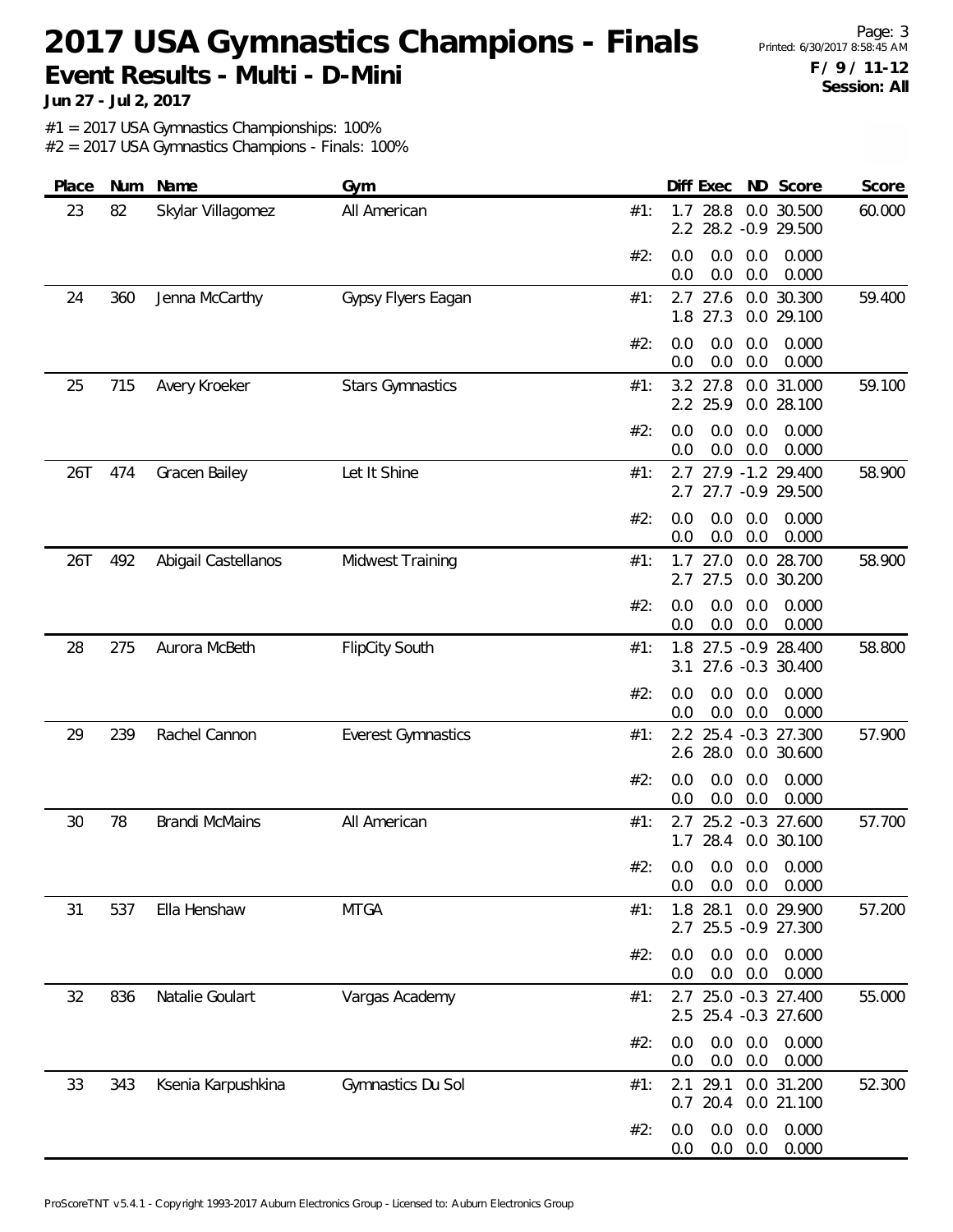# 2017 USA Gymnastics Champions - Finals

**Event Results - Multi - D-Mini**

**Jun 27 - Jul 2, 2017**

Printed: 6/30/2017 8:58:45 AM

**F / 9 / 11-12**
**Session: All**

#1 = 2017 USA Gymnastics Championships: 100%
#2 = 2017 USA Gymnastics Champions - Finals: 100%

| Place | Num | Name | Gym | | Diff | Exec | ND | Score | Score |
|---|---|---|---|---|---|---|---|---|---|
| 23 | 82 | Skylar Villagomez | All American | #1: | 1.7 | 28.8 | 0.0 | 30.500 | 60.000 |
| | | | | | 2.2 | 28.2 | -0.9 | 29.500 | |
| | | | | #2: | 0.0 | 0.0 | 0.0 | 0.000 | |
| | | | | | 0.0 | 0.0 | 0.0 | 0.000 | |
| 24 | 360 | Jenna McCarthy | Gypsy Flyers Eagan | #1: | 2.7 | 27.6 | 0.0 | 30.300 | 59.400 |
| | | | | | 1.8 | 27.3 | 0.0 | 29.100 | |
| | | | | #2: | 0.0 | 0.0 | 0.0 | 0.000 | |
| | | | | | 0.0 | 0.0 | 0.0 | 0.000 | |
| 25 | 715 | Avery Kroeker | Stars Gymnastics | #1: | 3.2 | 27.8 | 0.0 | 31.000 | 59.100 |
| | | | | | 2.2 | 25.9 | 0.0 | 28.100 | |
| | | | | #2: | 0.0 | 0.0 | 0.0 | 0.000 | |
| | | | | | 0.0 | 0.0 | 0.0 | 0.000 | |
| 26T | 474 | Gracen Bailey | Let It Shine | #1: | 2.7 | 27.9 | -1.2 | 29.400 | 58.900 |
| | | | | | 2.7 | 27.7 | -0.9 | 29.500 | |
| | | | | #2: | 0.0 | 0.0 | 0.0 | 0.000 | |
| | | | | | 0.0 | 0.0 | 0.0 | 0.000 | |
| 26T | 492 | Abigail Castellanos | Midwest Training | #1: | 1.7 | 27.0 | 0.0 | 28.700 | 58.900 |
| | | | | | 2.7 | 27.5 | 0.0 | 30.200 | |
| | | | | #2: | 0.0 | 0.0 | 0.0 | 0.000 | |
| | | | | | 0.0 | 0.0 | 0.0 | 0.000 | |
| 28 | 275 | Aurora McBeth | FlipCity South | #1: | 1.8 | 27.5 | -0.9 | 28.400 | 58.800 |
| | | | | | 3.1 | 27.6 | -0.3 | 30.400 | |
| | | | | #2: | 0.0 | 0.0 | 0.0 | 0.000 | |
| | | | | | 0.0 | 0.0 | 0.0 | 0.000 | |
| 29 | 239 | Rachel Cannon | Everest Gymnastics | #1: | 2.2 | 25.4 | -0.3 | 27.300 | 57.900 |
| | | | | | 2.6 | 28.0 | 0.0 | 30.600 | |
| | | | | #2: | 0.0 | 0.0 | 0.0 | 0.000 | |
| | | | | | 0.0 | 0.0 | 0.0 | 0.000 | |
| 30 | 78 | Brandi McMains | All American | #1: | 2.7 | 25.2 | -0.3 | 27.600 | 57.700 |
| | | | | | 1.7 | 28.4 | 0.0 | 30.100 | |
| | | | | #2: | 0.0 | 0.0 | 0.0 | 0.000 | |
| | | | | | 0.0 | 0.0 | 0.0 | 0.000 | |
| 31 | 537 | Ella Henshaw | MTGA | #1: | 1.8 | 28.1 | 0.0 | 29.900 | 57.200 |
| | | | | | 2.7 | 25.5 | -0.9 | 27.300 | |
| | | | | #2: | 0.0 | 0.0 | 0.0 | 0.000 | |
| | | | | | 0.0 | 0.0 | 0.0 | 0.000 | |
| 32 | 836 | Natalie Goulart | Vargas Academy | #1: | 2.7 | 25.0 | -0.3 | 27.400 | 55.000 |
| | | | | | 2.5 | 25.4 | -0.3 | 27.600 | |
| | | | | #2: | 0.0 | 0.0 | 0.0 | 0.000 | |
| | | | | | 0.0 | 0.0 | 0.0 | 0.000 | |
| 33 | 343 | Ksenia Karpushkina | Gymnastics Du Sol | #1: | 2.1 | 29.1 | 0.0 | 31.200 | 52.300 |
| | | | | | 0.7 | 20.4 | 0.0 | 21.100 | |
| | | | | #2: | 0.0 | 0.0 | 0.0 | 0.000 | |
| | | | | | 0.0 | 0.0 | 0.0 | 0.000 | |

ProScoreTNT v5.4.1 - Copyright 1993-2017 Auburn Electronics Group - Licensed to: Auburn Electronics Group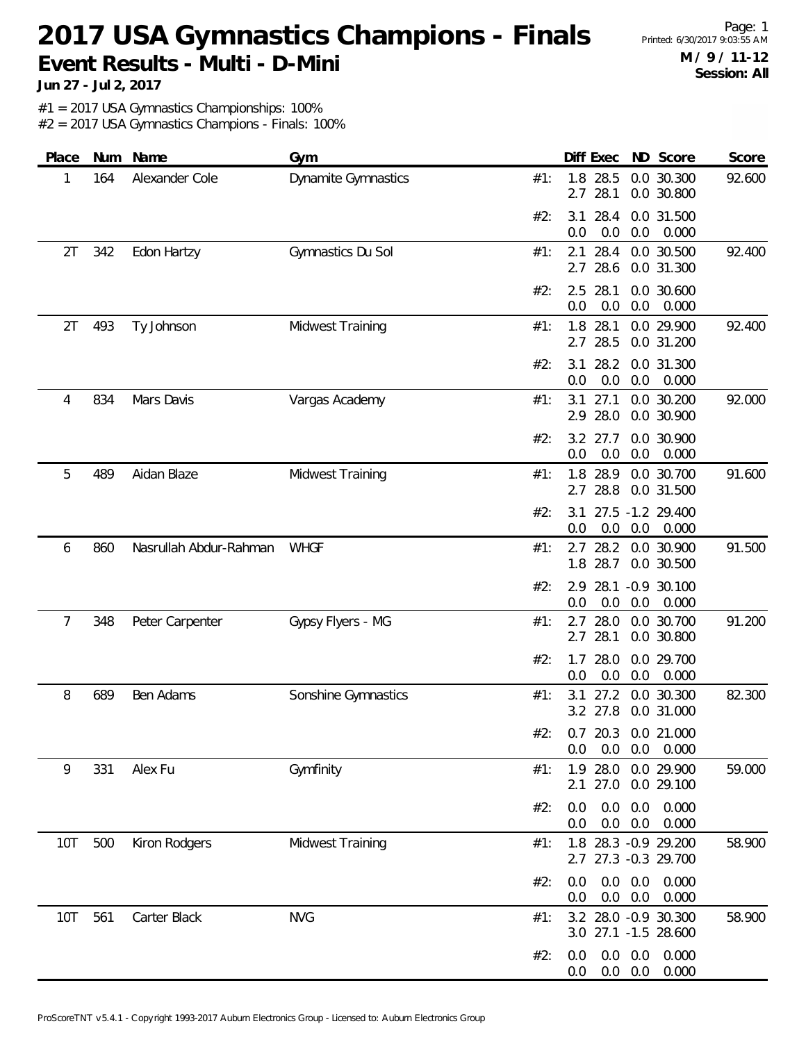# 2017 USA Gymnastics Champions - Finals

## Event Results - Multi - D-Mini

**Jun 27 - Jul 2, 2017**

**M / 9 / 11-12**
**Session: All**

#1 = 2017 USA Gymnastics Championships: 100%
#2 = 2017 USA Gymnastics Champions - Finals: 100%

| Place | Num | Name | Gym | | Diff | Exec | ND | Score | Score |
|---|---|---|---|---|---|---|---|---|---|
| 1 | 164 | Alexander Cole | Dynamite Gymnastics | #1: | 1.8 | 28.5 | 0.0 | 30.300 | 92.600 |
| | | | | | 2.7 | 28.1 | 0.0 | 30.800 | |
| | | | | #2: | 3.1 | 28.4 | 0.0 | 31.500 | |
| | | | | | 0.0 | 0.0 | 0.0 | 0.000 | |
| 2T | 342 | Edon Hartzy | Gymnastics Du Sol | #1: | 2.1 | 28.4 | 0.0 | 30.500 | 92.400 |
| | | | | | 2.7 | 28.6 | 0.0 | 31.300 | |
| | | | | #2: | 2.5 | 28.1 | 0.0 | 30.600 | |
| | | | | | 0.0 | 0.0 | 0.0 | 0.000 | |
| 2T | 493 | Ty Johnson | Midwest Training | #1: | 1.8 | 28.1 | 0.0 | 29.900 | 92.400 |
| | | | | | 2.7 | 28.5 | 0.0 | 31.200 | |
| | | | | #2: | 3.1 | 28.2 | 0.0 | 31.300 | |
| | | | | | 0.0 | 0.0 | 0.0 | 0.000 | |
| 4 | 834 | Mars Davis | Vargas Academy | #1: | 3.1 | 27.1 | 0.0 | 30.200 | 92.000 |
| | | | | | 2.9 | 28.0 | 0.0 | 30.900 | |
| | | | | #2: | 3.2 | 27.7 | 0.0 | 30.900 | |
| | | | | | 0.0 | 0.0 | 0.0 | 0.000 | |
| 5 | 489 | Aidan Blaze | Midwest Training | #1: | 1.8 | 28.9 | 0.0 | 30.700 | 91.600 |
| | | | | | 2.7 | 28.8 | 0.0 | 31.500 | |
| | | | | #2: | 3.1 | 27.5 | -1.2 | 29.400 | |
| | | | | | 0.0 | 0.0 | 0.0 | 0.000 | |
| 6 | 860 | Nasrullah Abdur-Rahman | WHGF | #1: | 2.7 | 28.2 | 0.0 | 30.900 | 91.500 |
| | | | | | 1.8 | 28.7 | 0.0 | 30.500 | |
| | | | | #2: | 2.9 | 28.1 | -0.9 | 30.100 | |
| | | | | | 0.0 | 0.0 | 0.0 | 0.000 | |
| 7 | 348 | Peter Carpenter | Gypsy Flyers - MG | #1: | 2.7 | 28.0 | 0.0 | 30.700 | 91.200 |
| | | | | | 2.7 | 28.1 | 0.0 | 30.800 | |
| | | | | #2: | 1.7 | 28.0 | 0.0 | 29.700 | |
| | | | | | 0.0 | 0.0 | 0.0 | 0.000 | |
| 8 | 689 | Ben Adams | Sonshine Gymnastics | #1: | 3.1 | 27.2 | 0.0 | 30.300 | 82.300 |
| | | | | | 3.2 | 27.8 | 0.0 | 31.000 | |
| | | | | #2: | 0.7 | 20.3 | 0.0 | 21.000 | |
| | | | | | 0.0 | 0.0 | 0.0 | 0.000 | |
| 9 | 331 | Alex Fu | Gymfinity | #1: | 1.9 | 28.0 | 0.0 | 29.900 | 59.000 |
| | | | | | 2.1 | 27.0 | 0.0 | 29.100 | |
| | | | | #2: | 0.0 | 0.0 | 0.0 | 0.000 | |
| | | | | | 0.0 | 0.0 | 0.0 | 0.000 | |
| 10T | 500 | Kiron Rodgers | Midwest Training | #1: | 1.8 | 28.3 | -0.9 | 29.200 | 58.900 |
| | | | | | 2.7 | 27.3 | -0.3 | 29.700 | |
| | | | | #2: | 0.0 | 0.0 | 0.0 | 0.000 | |
| | | | | | 0.0 | 0.0 | 0.0 | 0.000 | |
| 10T | 561 | Carter Black | NVG | #1: | 3.2 | 28.0 | -0.9 | 30.300 | 58.900 |
| | | | | | 3.0 | 27.1 | -1.5 | 28.600 | |
| | | | | #2: | 0.0 | 0.0 | 0.0 | 0.000 | |
| | | | | | 0.0 | 0.0 | 0.0 | 0.000 | |

ProScoreTNT v5.4.1 - Copyright 1993-2017 Auburn Electronics Group - Licensed to: Auburn Electronics Group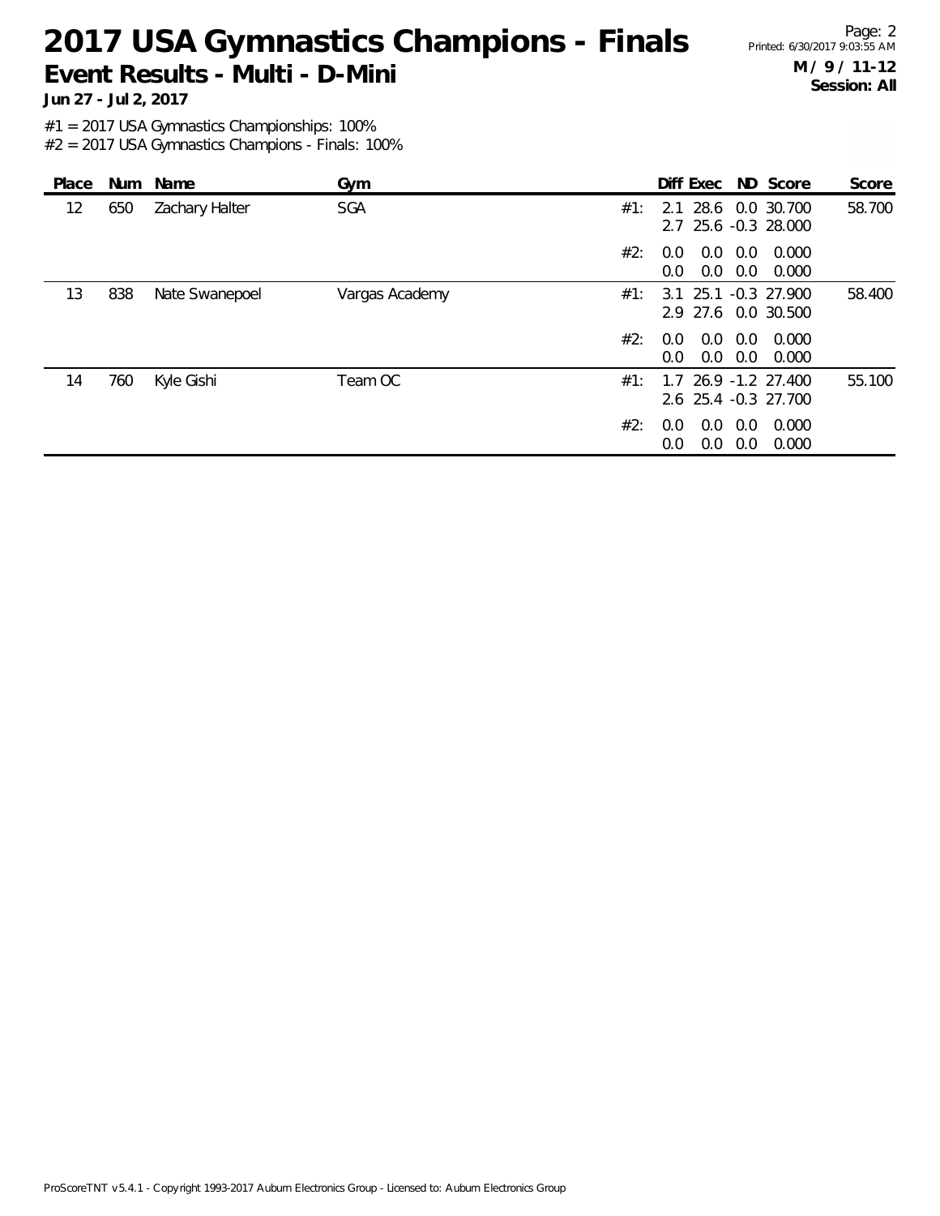# 2017 USA Gymnastics Champions - Finals

## Event Results - Multi - D-Mini

**Jun 27 - Jul 2, 2017**

Page: 2
Printed: 6/30/2017 9:03:55 AM

**M / 9 / 11-12**
**Session: All**

#1 = 2017 USA Gymnastics Championships: 100%
#2 = 2017 USA Gymnastics Champions - Finals: 100%

| Place | Num | Name | Gym | | Diff | Exec | ND | Score | Score |
|---|---|---|---|---|---|---|---|---|---|
| 12 | 650 | Zachary Halter | SGA | #1: | 2.1 | 28.6 | 0.0 | 30.700 | 58.700 |
| | | | | | 2.7 | 25.6 | -0.3 | 28.000 | |
| | | | | #2: | 0.0 | 0.0 | 0.0 | 0.000 | |
| | | | | | 0.0 | 0.0 | 0.0 | 0.000 | |
| 13 | 838 | Nate Swanepoel | Vargas Academy | #1: | 3.1 | 25.1 | -0.3 | 27.900 | 58.400 |
| | | | | | 2.9 | 27.6 | 0.0 | 30.500 | |
| | | | | #2: | 0.0 | 0.0 | 0.0 | 0.000 | |
| | | | | | 0.0 | 0.0 | 0.0 | 0.000 | |
| 14 | 760 | Kyle Gishi | Team OC | #1: | 1.7 | 26.9 | -1.2 | 27.400 | 55.100 |
| | | | | | 2.6 | 25.4 | -0.3 | 27.700 | |
| | | | | #2: | 0.0 | 0.0 | 0.0 | 0.000 | |
| | | | | | 0.0 | 0.0 | 0.0 | 0.000 | |

ProScoreTNT v5.4.1 - Copyright 1993-2017 Auburn Electronics Group - Licensed to: Auburn Electronics Group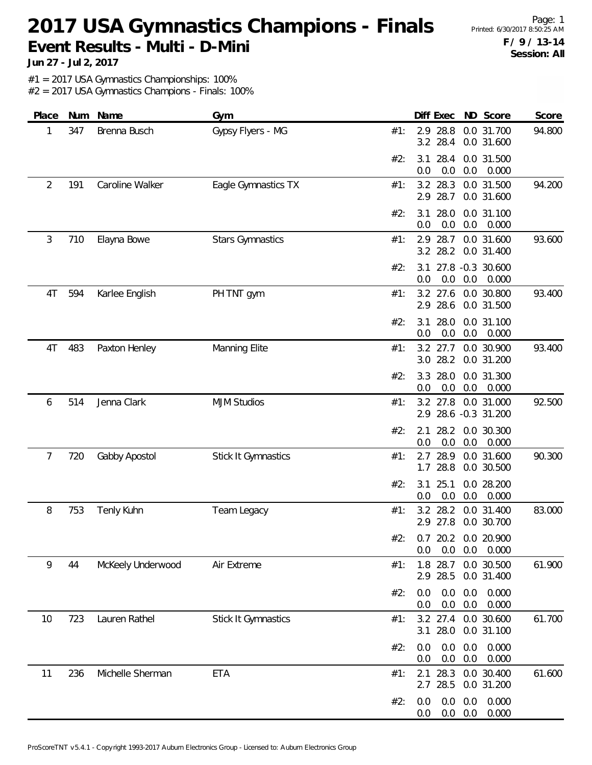# 2017 USA Gymnastics Champions - Finals

## Event Results - Multi - D-Mini

**Jun 27 - Jul 2, 2017**

**F / 9 / 13-14**
**Session: All**

#1 = 2017 USA Gymnastics Championships: 100%
#2 = 2017 USA Gymnastics Champions - Finals: 100%

| Place | Num | Name | Gym | | Diff | Exec | ND | Score | Score |
|---|---|---|---|---|---|---|---|---|---|
| 1 | 347 | Brenna Busch | Gypsy Flyers - MG | #1: | 2.9 | 28.8 | 0.0 | 31.700 | 94.800 |
| | | | | | 3.2 | 28.4 | 0.0 | 31.600 | |
| | | | | #2: | 3.1 | 28.4 | 0.0 | 31.500 | |
| | | | | | 0.0 | 0.0 | 0.0 | 0.000 | |
| 2 | 191 | Caroline Walker | Eagle Gymnastics TX | #1: | 3.2 | 28.3 | 0.0 | 31.500 | 94.200 |
| | | | | | 2.9 | 28.7 | 0.0 | 31.600 | |
| | | | | #2: | 3.1 | 28.0 | 0.0 | 31.100 | |
| | | | | | 0.0 | 0.0 | 0.0 | 0.000 | |
| 3 | 710 | Elayna Bowe | Stars Gymnastics | #1: | 2.9 | 28.7 | 0.0 | 31.600 | 93.600 |
| | | | | | 3.2 | 28.2 | 0.0 | 31.400 | |
| | | | | #2: | 3.1 | 27.8 | -0.3 | 30.600 | |
| | | | | | 0.0 | 0.0 | 0.0 | 0.000 | |
| 4T | 594 | Karlee English | PH TNT gym | #1: | 3.2 | 27.6 | 0.0 | 30.800 | 93.400 |
| | | | | | 2.9 | 28.6 | 0.0 | 31.500 | |
| | | | | #2: | 3.1 | 28.0 | 0.0 | 31.100 | |
| | | | | | 0.0 | 0.0 | 0.0 | 0.000 | |
| 4T | 483 | Paxton Henley | Manning Elite | #1: | 3.2 | 27.7 | 0.0 | 30.900 | 93.400 |
| | | | | | 3.0 | 28.2 | 0.0 | 31.200 | |
| | | | | #2: | 3.3 | 28.0 | 0.0 | 31.300 | |
| | | | | | 0.0 | 0.0 | 0.0 | 0.000 | |
| 6 | 514 | Jenna Clark | MJM Studios | #1: | 3.2 | 27.8 | 0.0 | 31.000 | 92.500 |
| | | | | | 2.9 | 28.6 | -0.3 | 31.200 | |
| | | | | #2: | 2.1 | 28.2 | 0.0 | 30.300 | |
| | | | | | 0.0 | 0.0 | 0.0 | 0.000 | |
| 7 | 720 | Gabby Apostol | Stick It Gymnastics | #1: | 2.7 | 28.9 | 0.0 | 31.600 | 90.300 |
| | | | | | 1.7 | 28.8 | 0.0 | 30.500 | |
| | | | | #2: | 3.1 | 25.1 | 0.0 | 28.200 | |
| | | | | | 0.0 | 0.0 | 0.0 | 0.000 | |
| 8 | 753 | Tenly Kuhn | Team Legacy | #1: | 3.2 | 28.2 | 0.0 | 31.400 | 83.000 |
| | | | | | 2.9 | 27.8 | 0.0 | 30.700 | |
| | | | | #2: | 0.7 | 20.2 | 0.0 | 20.900 | |
| | | | | | 0.0 | 0.0 | 0.0 | 0.000 | |
| 9 | 44 | McKeely Underwood | Air Extreme | #1: | 1.8 | 28.7 | 0.0 | 30.500 | 61.900 |
| | | | | | 2.9 | 28.5 | 0.0 | 31.400 | |
| | | | | #2: | 0.0 | 0.0 | 0.0 | 0.000 | |
| | | | | | 0.0 | 0.0 | 0.0 | 0.000 | |
| 10 | 723 | Lauren Rathel | Stick It Gymnastics | #1: | 3.2 | 27.4 | 0.0 | 30.600 | 61.700 |
| | | | | | 3.1 | 28.0 | 0.0 | 31.100 | |
| | | | | #2: | 0.0 | 0.0 | 0.0 | 0.000 | |
| | | | | | 0.0 | 0.0 | 0.0 | 0.000 | |
| 11 | 236 | Michelle Sherman | ETA | #1: | 2.1 | 28.3 | 0.0 | 30.400 | 61.600 |
| | | | | | 2.7 | 28.5 | 0.0 | 31.200 | |
| | | | | #2: | 0.0 | 0.0 | 0.0 | 0.000 | |
| | | | | | 0.0 | 0.0 | 0.0 | 0.000 | |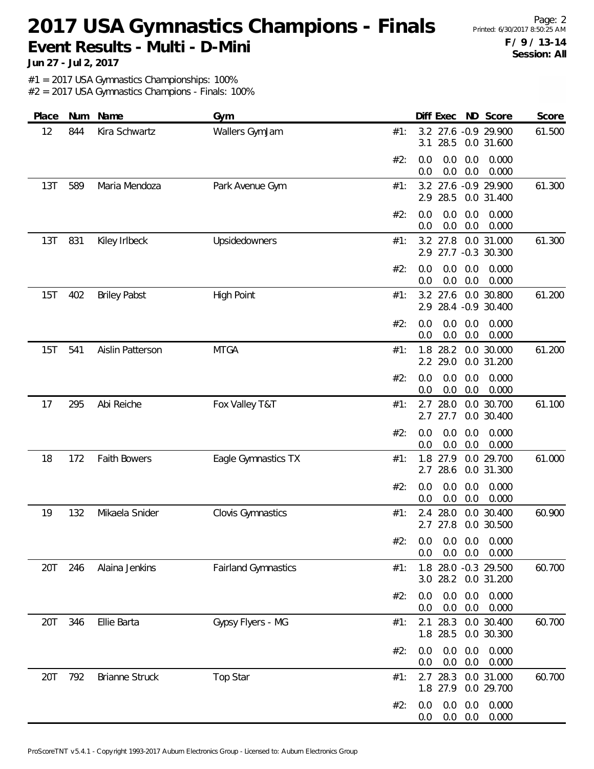# 2017 USA Gymnastics Champions - Finals

**Event Results - Multi - D-Mini**

**Jun 27 - Jul 2, 2017**

F / 9 / 13-14
Session: All

#1 = 2017 USA Gymnastics Championships: 100%
#2 = 2017 USA Gymnastics Champions - Finals: 100%

| Place | Num | Name | Gym | | Diff | Exec | ND | Score | Score |
|---|---|---|---|---|---|---|---|---|---|
| 12 | 844 | Kira Schwartz | Wallers GymJam | #1: | 3.2 | 27.6 | -0.9 | 29.900 | 61.500 |
| | | | | | 3.1 | 28.5 | 0.0 | 31.600 | |
| | | | | #2: | 0.0 | 0.0 | 0.0 | 0.000 | |
| | | | | | 0.0 | 0.0 | 0.0 | 0.000 | |
| 13T | 589 | Maria Mendoza | Park Avenue Gym | #1: | 3.2 | 27.6 | -0.9 | 29.900 | 61.300 |
| | | | | | 2.9 | 28.5 | 0.0 | 31.400 | |
| | | | | #2: | 0.0 | 0.0 | 0.0 | 0.000 | |
| | | | | | 0.0 | 0.0 | 0.0 | 0.000 | |
| 13T | 831 | Kiley Irlbeck | Upsidedowners | #1: | 3.2 | 27.8 | 0.0 | 31.000 | 61.300 |
| | | | | | 2.9 | 27.7 | -0.3 | 30.300 | |
| | | | | #2: | 0.0 | 0.0 | 0.0 | 0.000 | |
| | | | | | 0.0 | 0.0 | 0.0 | 0.000 | |
| 15T | 402 | Briley Pabst | High Point | #1: | 3.2 | 27.6 | 0.0 | 30.800 | 61.200 |
| | | | | | 2.9 | 28.4 | -0.9 | 30.400 | |
| | | | | #2: | 0.0 | 0.0 | 0.0 | 0.000 | |
| | | | | | 0.0 | 0.0 | 0.0 | 0.000 | |
| 15T | 541 | Aislin Patterson | MTGA | #1: | 1.8 | 28.2 | 0.0 | 30.000 | 61.200 |
| | | | | | 2.2 | 29.0 | 0.0 | 31.200 | |
| | | | | #2: | 0.0 | 0.0 | 0.0 | 0.000 | |
| | | | | | 0.0 | 0.0 | 0.0 | 0.000 | |
| 17 | 295 | Abi Reiche | Fox Valley T&T | #1: | 2.7 | 28.0 | 0.0 | 30.700 | 61.100 |
| | | | | | 2.7 | 27.7 | 0.0 | 30.400 | |
| | | | | #2: | 0.0 | 0.0 | 0.0 | 0.000 | |
| | | | | | 0.0 | 0.0 | 0.0 | 0.000 | |
| 18 | 172 | Faith Bowers | Eagle Gymnastics TX | #1: | 1.8 | 27.9 | 0.0 | 29.700 | 61.000 |
| | | | | | 2.7 | 28.6 | 0.0 | 31.300 | |
| | | | | #2: | 0.0 | 0.0 | 0.0 | 0.000 | |
| | | | | | 0.0 | 0.0 | 0.0 | 0.000 | |
| 19 | 132 | Mikaela Snider | Clovis Gymnastics | #1: | 2.4 | 28.0 | 0.0 | 30.400 | 60.900 |
| | | | | | 2.7 | 27.8 | 0.0 | 30.500 | |
| | | | | #2: | 0.0 | 0.0 | 0.0 | 0.000 | |
| | | | | | 0.0 | 0.0 | 0.0 | 0.000 | |
| 20T | 246 | Alaina Jenkins | Fairland Gymnastics | #1: | 1.8 | 28.0 | -0.3 | 29.500 | 60.700 |
| | | | | | 3.0 | 28.2 | 0.0 | 31.200 | |
| | | | | #2: | 0.0 | 0.0 | 0.0 | 0.000 | |
| | | | | | 0.0 | 0.0 | 0.0 | 0.000 | |
| 20T | 346 | Ellie Barta | Gypsy Flyers - MG | #1: | 2.1 | 28.3 | 0.0 | 30.400 | 60.700 |
| | | | | | 1.8 | 28.5 | 0.0 | 30.300 | |
| | | | | #2: | 0.0 | 0.0 | 0.0 | 0.000 | |
| | | | | | 0.0 | 0.0 | 0.0 | 0.000 | |
| 20T | 792 | Brianne Struck | Top Star | #1: | 2.7 | 28.3 | 0.0 | 31.000 | 60.700 |
| | | | | | 1.8 | 27.9 | 0.0 | 29.700 | |
| | | | | #2: | 0.0 | 0.0 | 0.0 | 0.000 | |
| | | | | | 0.0 | 0.0 | 0.0 | 0.000 | |

ProScoreTNT v5.4.1 - Copyright 1993-2017 Auburn Electronics Group - Licensed to: Auburn Electronics Group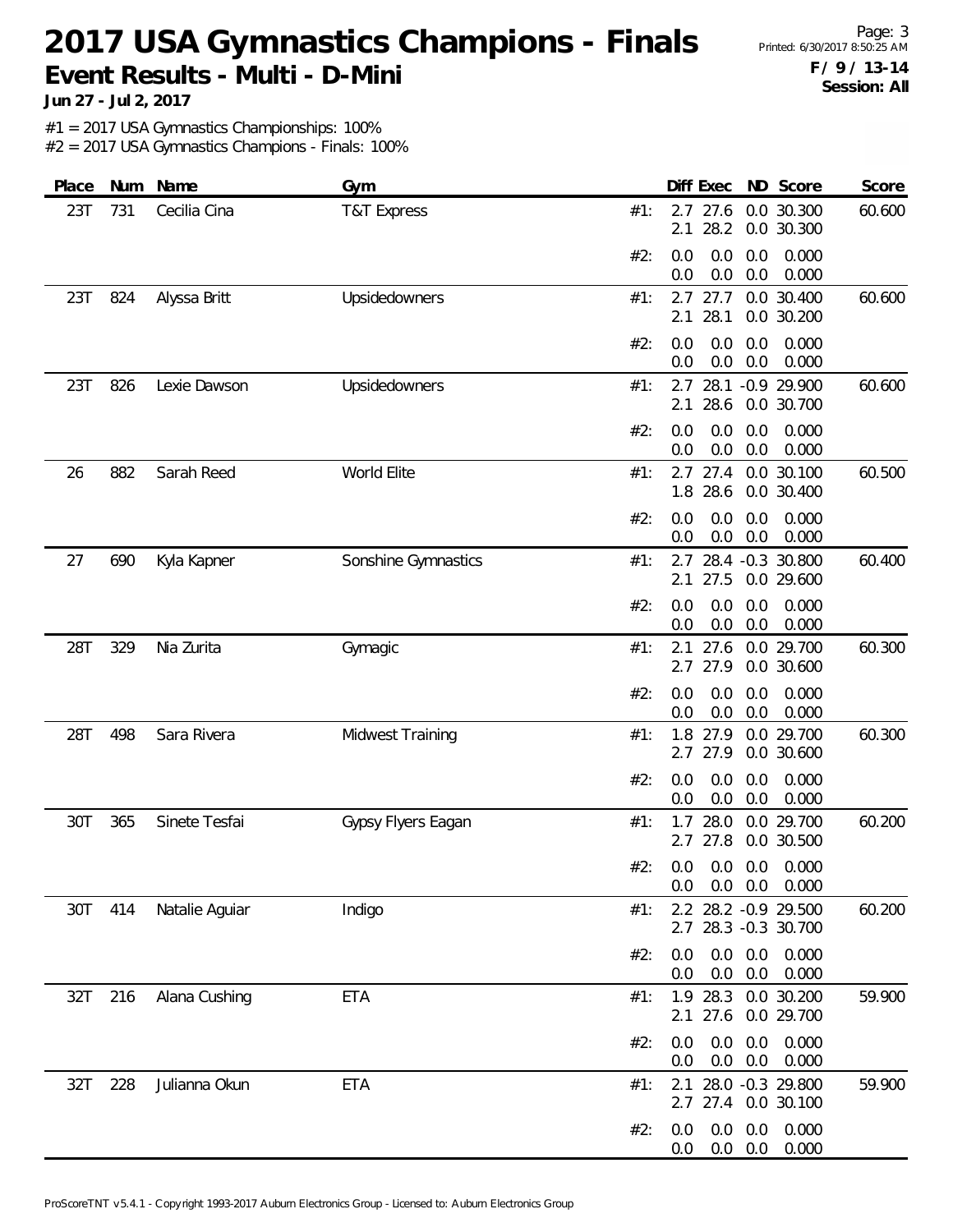# 2017 USA Gymnastics Champions - Finals

## Event Results - Multi - D-Mini

**Jun 27 - Jul 2, 2017**

**F / 9 / 13-14**
**Session: All**

#1 = 2017 USA Gymnastics Championships: 100%
#2 = 2017 USA Gymnastics Champions - Finals: 100%

| Place | Num | Name | Gym | | Diff | Exec | ND | Score | Score |
|---|---|---|---|---|---|---|---|---|---|
| 23T | 731 | Cecilia Cina | T&T Express | #1: | 2.7 | 27.6 | 0.0 | 30.300 | 60.600 |
| | | | | | 2.1 | 28.2 | 0.0 | 30.300 | |
| | | | | #2: | 0.0 | 0.0 | 0.0 | 0.000 | |
| | | | | | 0.0 | 0.0 | 0.0 | 0.000 | |
| 23T | 824 | Alyssa Britt | Upsidedowners | #1: | 2.7 | 27.7 | 0.0 | 30.400 | 60.600 |
| | | | | | 2.1 | 28.1 | 0.0 | 30.200 | |
| | | | | #2: | 0.0 | 0.0 | 0.0 | 0.000 | |
| | | | | | 0.0 | 0.0 | 0.0 | 0.000 | |
| 23T | 826 | Lexie Dawson | Upsidedowners | #1: | 2.7 | 28.1 | -0.9 | 29.900 | 60.600 |
| | | | | | 2.1 | 28.6 | 0.0 | 30.700 | |
| | | | | #2: | 0.0 | 0.0 | 0.0 | 0.000 | |
| | | | | | 0.0 | 0.0 | 0.0 | 0.000 | |
| 26 | 882 | Sarah Reed | World Elite | #1: | 2.7 | 27.4 | 0.0 | 30.100 | 60.500 |
| | | | | | 1.8 | 28.6 | 0.0 | 30.400 | |
| | | | | #2: | 0.0 | 0.0 | 0.0 | 0.000 | |
| | | | | | 0.0 | 0.0 | 0.0 | 0.000 | |
| 27 | 690 | Kyla Kapner | Sonshine Gymnastics | #1: | 2.7 | 28.4 | -0.3 | 30.800 | 60.400 |
| | | | | | 2.1 | 27.5 | 0.0 | 29.600 | |
| | | | | #2: | 0.0 | 0.0 | 0.0 | 0.000 | |
| | | | | | 0.0 | 0.0 | 0.0 | 0.000 | |
| 28T | 329 | Nia Zurita | Gymagic | #1: | 2.1 | 27.6 | 0.0 | 29.700 | 60.300 |
| | | | | | 2.7 | 27.9 | 0.0 | 30.600 | |
| | | | | #2: | 0.0 | 0.0 | 0.0 | 0.000 | |
| | | | | | 0.0 | 0.0 | 0.0 | 0.000 | |
| 28T | 498 | Sara Rivera | Midwest Training | #1: | 1.8 | 27.9 | 0.0 | 29.700 | 60.300 |
| | | | | | 2.7 | 27.9 | 0.0 | 30.600 | |
| | | | | #2: | 0.0 | 0.0 | 0.0 | 0.000 | |
| | | | | | 0.0 | 0.0 | 0.0 | 0.000 | |
| 30T | 365 | Sinete Tesfai | Gypsy Flyers Eagan | #1: | 1.7 | 28.0 | 0.0 | 29.700 | 60.200 |
| | | | | | 2.7 | 27.8 | 0.0 | 30.500 | |
| | | | | #2: | 0.0 | 0.0 | 0.0 | 0.000 | |
| | | | | | 0.0 | 0.0 | 0.0 | 0.000 | |
| 30T | 414 | Natalie Aguiar | Indigo | #1: | 2.2 | 28.2 | -0.9 | 29.500 | 60.200 |
| | | | | | 2.7 | 28.3 | -0.3 | 30.700 | |
| | | | | #2: | 0.0 | 0.0 | 0.0 | 0.000 | |
| | | | | | 0.0 | 0.0 | 0.0 | 0.000 | |
| 32T | 216 | Alana Cushing | ETA | #1: | 1.9 | 28.3 | 0.0 | 30.200 | 59.900 |
| | | | | | 2.1 | 27.6 | 0.0 | 29.700 | |
| | | | | #2: | 0.0 | 0.0 | 0.0 | 0.000 | |
| | | | | | 0.0 | 0.0 | 0.0 | 0.000 | |
| 32T | 228 | Julianna Okun | ETA | #1: | 2.1 | 28.0 | -0.3 | 29.800 | 59.900 |
| | | | | | 2.7 | 27.4 | 0.0 | 30.100 | |
| | | | | #2: | 0.0 | 0.0 | 0.0 | 0.000 | |
| | | | | | 0.0 | 0.0 | 0.0 | 0.000 | |

ProScoreTNT v5.4.1 - Copyright 1993-2017 Auburn Electronics Group - Licensed to: Auburn Electronics Group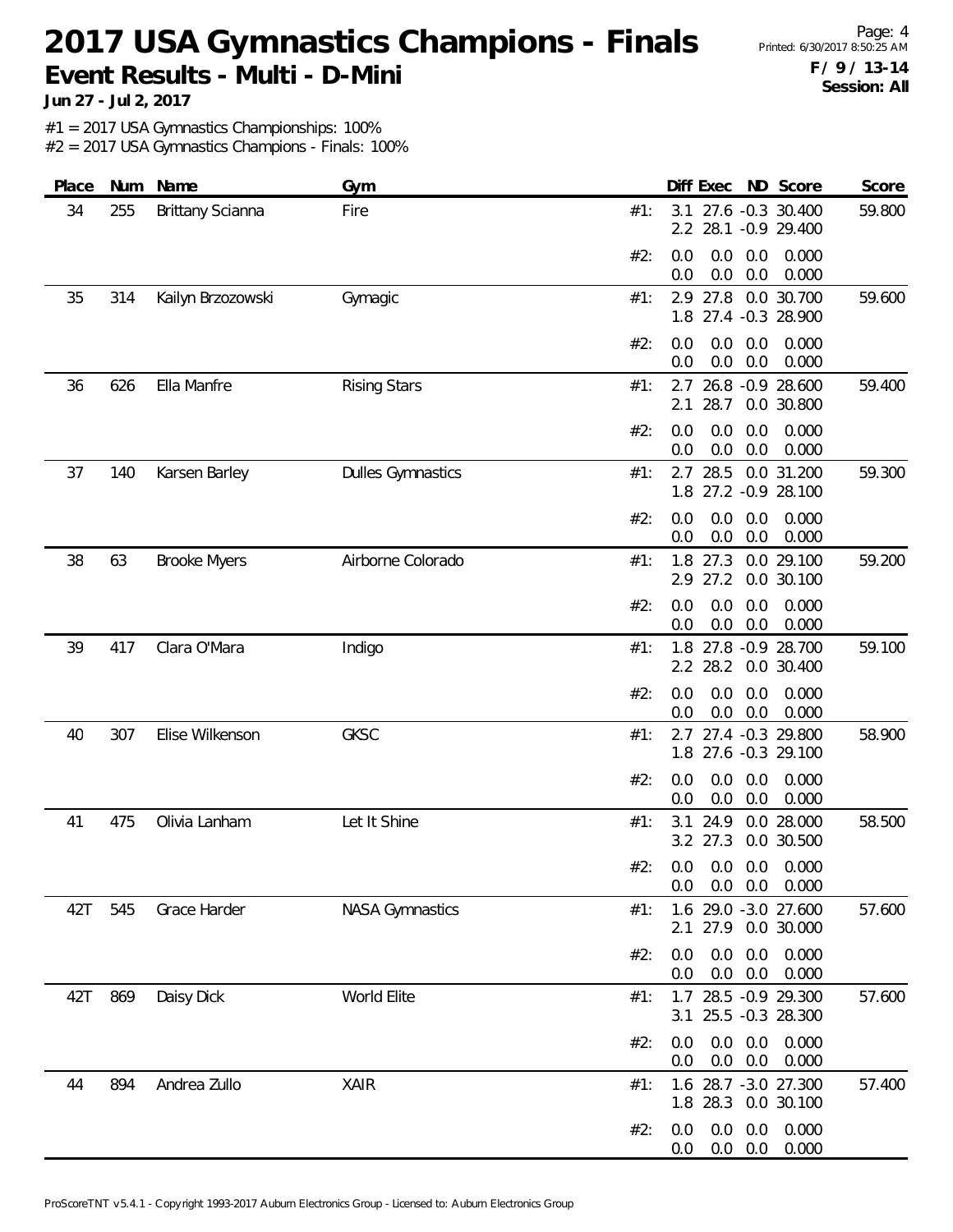# 2017 USA Gymnastics Champions - Finals

## Event Results - Multi - D-Mini

**Jun 27 - Jul 2, 2017**

**F / 9 / 13-14**
**Session: All**

#1 = 2017 USA Gymnastics Championships: 100%
#2 = 2017 USA Gymnastics Champions - Finals: 100%

| Place | Num | Name | Gym | | Diff | Exec | ND | Score | Score |
|---|---|---|---|---|---|---|---|---|---|
| 34 | 255 | Brittany Scianna | Fire | #1: | 3.1 | 27.6 | -0.3 | 30.400 | 59.800 |
| | | | | | 2.2 | 28.1 | -0.9 | 29.400 | |
| | | | | #2: | 0.0 | 0.0 | 0.0 | 0.000 | |
| | | | | | 0.0 | 0.0 | 0.0 | 0.000 | |
| 35 | 314 | Kailyn Brzozowski | Gymagic | #1: | 2.9 | 27.8 | 0.0 | 30.700 | 59.600 |
| | | | | | 1.8 | 27.4 | -0.3 | 28.900 | |
| | | | | #2: | 0.0 | 0.0 | 0.0 | 0.000 | |
| | | | | | 0.0 | 0.0 | 0.0 | 0.000 | |
| 36 | 626 | Ella Manfre | Rising Stars | #1: | 2.7 | 26.8 | -0.9 | 28.600 | 59.400 |
| | | | | | 2.1 | 28.7 | 0.0 | 30.800 | |
| | | | | #2: | 0.0 | 0.0 | 0.0 | 0.000 | |
| | | | | | 0.0 | 0.0 | 0.0 | 0.000 | |
| 37 | 140 | Karsen Barley | Dulles Gymnastics | #1: | 2.7 | 28.5 | 0.0 | 31.200 | 59.300 |
| | | | | | 1.8 | 27.2 | -0.9 | 28.100 | |
| | | | | #2: | 0.0 | 0.0 | 0.0 | 0.000 | |
| | | | | | 0.0 | 0.0 | 0.0 | 0.000 | |
| 38 | 63 | Brooke Myers | Airborne Colorado | #1: | 1.8 | 27.3 | 0.0 | 29.100 | 59.200 |
| | | | | | 2.9 | 27.2 | 0.0 | 30.100 | |
| | | | | #2: | 0.0 | 0.0 | 0.0 | 0.000 | |
| | | | | | 0.0 | 0.0 | 0.0 | 0.000 | |
| 39 | 417 | Clara O'Mara | Indigo | #1: | 1.8 | 27.8 | -0.9 | 28.700 | 59.100 |
| | | | | | 2.2 | 28.2 | 0.0 | 30.400 | |
| | | | | #2: | 0.0 | 0.0 | 0.0 | 0.000 | |
| | | | | | 0.0 | 0.0 | 0.0 | 0.000 | |
| 40 | 307 | Elise Wilkenson | GKSC | #1: | 2.7 | 27.4 | -0.3 | 29.800 | 58.900 |
| | | | | | 1.8 | 27.6 | -0.3 | 29.100 | |
| | | | | #2: | 0.0 | 0.0 | 0.0 | 0.000 | |
| | | | | | 0.0 | 0.0 | 0.0 | 0.000 | |
| 41 | 475 | Olivia Lanham | Let It Shine | #1: | 3.1 | 24.9 | 0.0 | 28.000 | 58.500 |
| | | | | | 3.2 | 27.3 | 0.0 | 30.500 | |
| | | | | #2: | 0.0 | 0.0 | 0.0 | 0.000 | |
| | | | | | 0.0 | 0.0 | 0.0 | 0.000 | |
| 42T | 545 | Grace Harder | NASA Gymnastics | #1: | 1.6 | 29.0 | -3.0 | 27.600 | 57.600 |
| | | | | | 2.1 | 27.9 | 0.0 | 30.000 | |
| | | | | #2: | 0.0 | 0.0 | 0.0 | 0.000 | |
| | | | | | 0.0 | 0.0 | 0.0 | 0.000 | |
| 42T | 869 | Daisy Dick | World Elite | #1: | 1.7 | 28.5 | -0.9 | 29.300 | 57.600 |
| | | | | | 3.1 | 25.5 | -0.3 | 28.300 | |
| | | | | #2: | 0.0 | 0.0 | 0.0 | 0.000 | |
| | | | | | 0.0 | 0.0 | 0.0 | 0.000 | |
| 44 | 894 | Andrea Zullo | XAIR | #1: | 1.6 | 28.7 | -3.0 | 27.300 | 57.400 |
| | | | | | 1.8 | 28.3 | 0.0 | 30.100 | |
| | | | | #2: | 0.0 | 0.0 | 0.0 | 0.000 | |
| | | | | | 0.0 | 0.0 | 0.0 | 0.000 | |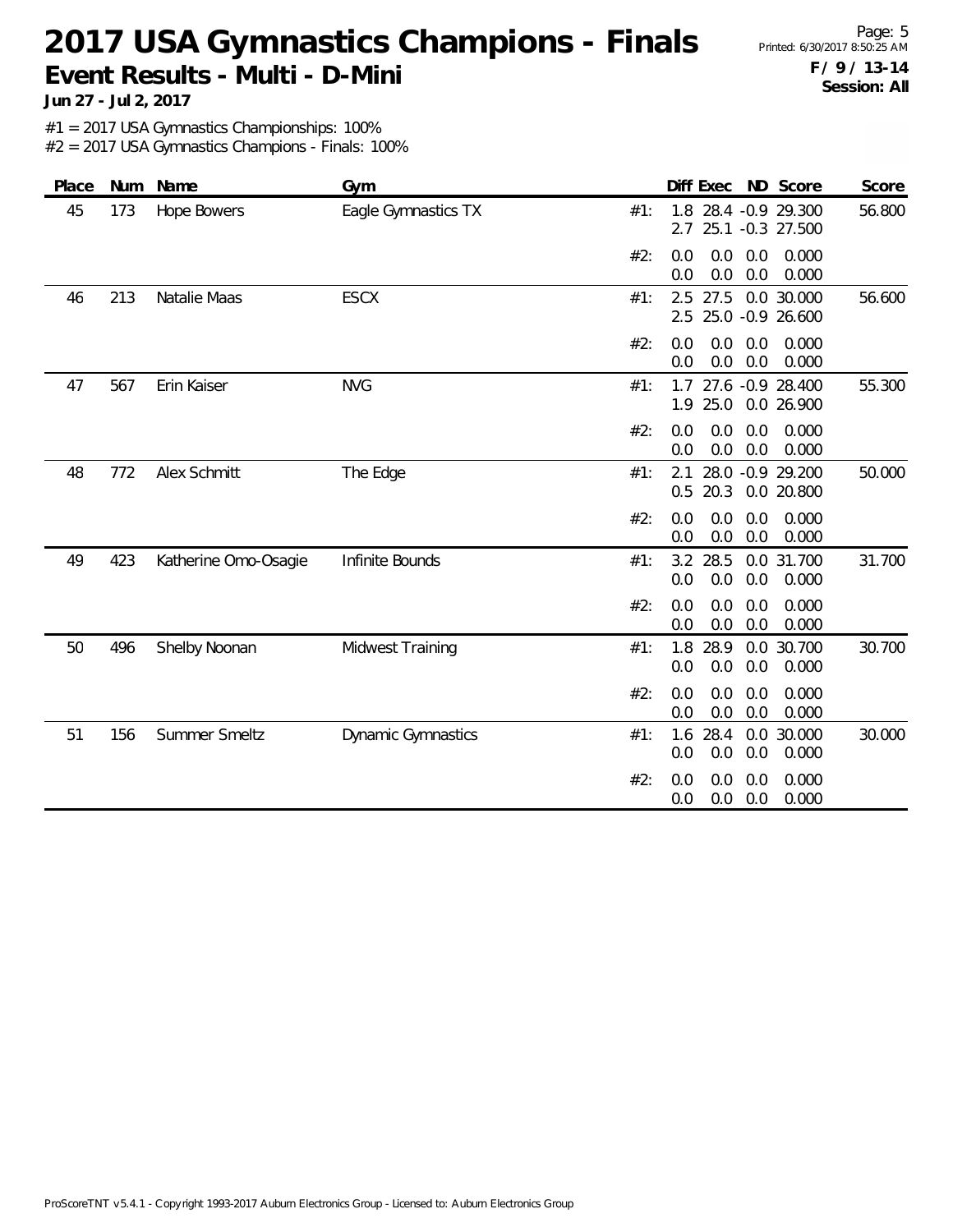# 2017 USA Gymnastics Champions - Finals

**Event Results - Multi - D-Mini**

**Jun 27 - Jul 2, 2017**

**F / 9 / 13-14**
**Session: All**

#1 = 2017 USA Gymnastics Championships: 100%
#2 = 2017 USA Gymnastics Champions - Finals: 100%

| Place | Num | Name | Gym | | Diff | Exec | ND | Score | Score |
|---|---|---|---|---|---|---|---|---|---|
| 45 | 173 | Hope Bowers | Eagle Gymnastics TX | #1: | 1.8 | 28.4 | -0.9 | 29.300 | 56.800 |
| | | | | | 2.7 | 25.1 | -0.3 | 27.500 | |
| | | | | #2: | 0.0 | 0.0 | 0.0 | 0.000 | |
| | | | | | 0.0 | 0.0 | 0.0 | 0.000 | |
| 46 | 213 | Natalie Maas | ESCX | #1: | 2.5 | 27.5 | 0.0 | 30.000 | 56.600 |
| | | | | | 2.5 | 25.0 | -0.9 | 26.600 | |
| | | | | #2: | 0.0 | 0.0 | 0.0 | 0.000 | |
| | | | | | 0.0 | 0.0 | 0.0 | 0.000 | |
| 47 | 567 | Erin Kaiser | NVG | #1: | 1.7 | 27.6 | -0.9 | 28.400 | 55.300 |
| | | | | | 1.9 | 25.0 | 0.0 | 26.900 | |
| | | | | #2: | 0.0 | 0.0 | 0.0 | 0.000 | |
| | | | | | 0.0 | 0.0 | 0.0 | 0.000 | |
| 48 | 772 | Alex Schmitt | The Edge | #1: | 2.1 | 28.0 | -0.9 | 29.200 | 50.000 |
| | | | | | 0.5 | 20.3 | 0.0 | 20.800 | |
| | | | | #2: | 0.0 | 0.0 | 0.0 | 0.000 | |
| | | | | | 0.0 | 0.0 | 0.0 | 0.000 | |
| 49 | 423 | Katherine Omo-Osagie | Infinite Bounds | #1: | 3.2 | 28.5 | 0.0 | 31.700 | 31.700 |
| | | | | | 0.0 | 0.0 | 0.0 | 0.000 | |
| | | | | #2: | 0.0 | 0.0 | 0.0 | 0.000 | |
| | | | | | 0.0 | 0.0 | 0.0 | 0.000 | |
| 50 | 496 | Shelby Noonan | Midwest Training | #1: | 1.8 | 28.9 | 0.0 | 30.700 | 30.700 |
| | | | | | 0.0 | 0.0 | 0.0 | 0.000 | |
| | | | | #2: | 0.0 | 0.0 | 0.0 | 0.000 | |
| | | | | | 0.0 | 0.0 | 0.0 | 0.000 | |
| 51 | 156 | Summer Smeltz | Dynamic Gymnastics | #1: | 1.6 | 28.4 | 0.0 | 30.000 | 30.000 |
| | | | | | 0.0 | 0.0 | 0.0 | 0.000 | |
| | | | | #2: | 0.0 | 0.0 | 0.0 | 0.000 | |
| | | | | | 0.0 | 0.0 | 0.0 | 0.000 | |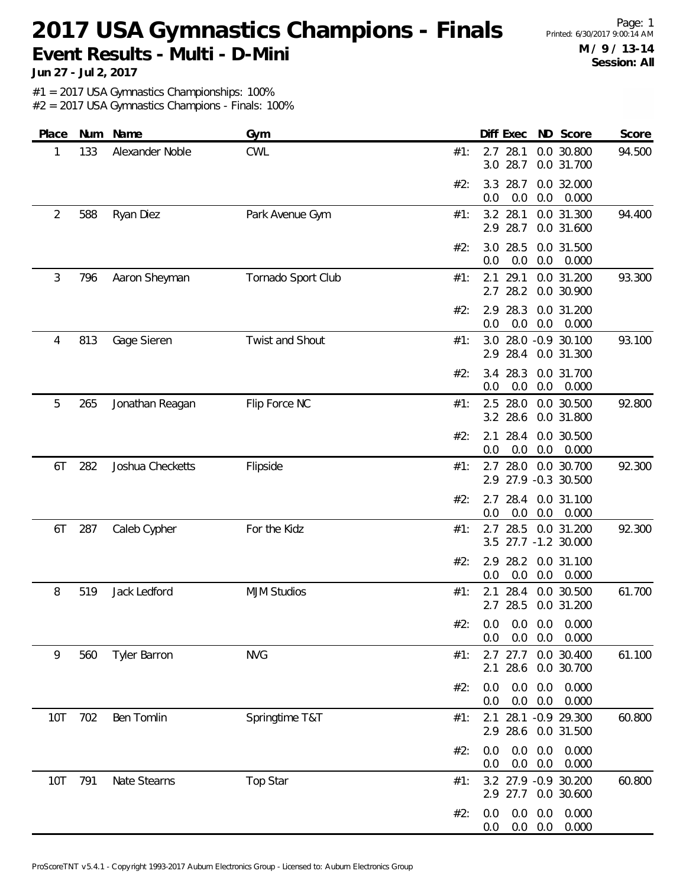# 2017 USA Gymnastics Champions - Finals

## Event Results - Multi - D-Mini

**Jun 27 - Jul 2, 2017**

Printed: 6/30/2017 9:00:14 AM

**M / 9 / 13-14**
**Session: All**

#1 = 2017 USA Gymnastics Championships: 100%
#2 = 2017 USA Gymnastics Champions - Finals: 100%

| Place | Num | Name | Gym | | Diff | Exec | ND | Score | Score |
|---|---|---|---|---|---|---|---|---|---|
| 1 | 133 | Alexander Noble | CWL | #1: | 2.7 | 28.1 | 0.0 | 30.800 | 94.500 |
| | | | | | 3.0 | 28.7 | 0.0 | 31.700 | |
| | | | | #2: | 3.3 | 28.7 | 0.0 | 32.000 | |
| | | | | | 0.0 | 0.0 | 0.0 | 0.000 | |
| 2 | 588 | Ryan Diez | Park Avenue Gym | #1: | 3.2 | 28.1 | 0.0 | 31.300 | 94.400 |
| | | | | | 2.9 | 28.7 | 0.0 | 31.600 | |
| | | | | #2: | 3.0 | 28.5 | 0.0 | 31.500 | |
| | | | | | 0.0 | 0.0 | 0.0 | 0.000 | |
| 3 | 796 | Aaron Sheyman | Tornado Sport Club | #1: | 2.1 | 29.1 | 0.0 | 31.200 | 93.300 |
| | | | | | 2.7 | 28.2 | 0.0 | 30.900 | |
| | | | | #2: | 2.9 | 28.3 | 0.0 | 31.200 | |
| | | | | | 0.0 | 0.0 | 0.0 | 0.000 | |
| 4 | 813 | Gage Sieren | Twist and Shout | #1: | 3.0 | 28.0 | -0.9 | 30.100 | 93.100 |
| | | | | | 2.9 | 28.4 | 0.0 | 31.300 | |
| | | | | #2: | 3.4 | 28.3 | 0.0 | 31.700 | |
| | | | | | 0.0 | 0.0 | 0.0 | 0.000 | |
| 5 | 265 | Jonathan Reagan | Flip Force NC | #1: | 2.5 | 28.0 | 0.0 | 30.500 | 92.800 |
| | | | | | 3.2 | 28.6 | 0.0 | 31.800 | |
| | | | | #2: | 2.1 | 28.4 | 0.0 | 30.500 | |
| | | | | | 0.0 | 0.0 | 0.0 | 0.000 | |
| 6T | 282 | Joshua Checketts | Flipside | #1: | 2.7 | 28.0 | 0.0 | 30.700 | 92.300 |
| | | | | | 2.9 | 27.9 | -0.3 | 30.500 | |
| | | | | #2: | 2.7 | 28.4 | 0.0 | 31.100 | |
| | | | | | 0.0 | 0.0 | 0.0 | 0.000 | |
| 6T | 287 | Caleb Cypher | For the Kidz | #1: | 2.7 | 28.5 | 0.0 | 31.200 | 92.300 |
| | | | | | 3.5 | 27.7 | -1.2 | 30.000 | |
| | | | | #2: | 2.9 | 28.2 | 0.0 | 31.100 | |
| | | | | | 0.0 | 0.0 | 0.0 | 0.000 | |
| 8 | 519 | Jack Ledford | MJM Studios | #1: | 2.1 | 28.4 | 0.0 | 30.500 | 61.700 |
| | | | | | 2.7 | 28.5 | 0.0 | 31.200 | |
| | | | | #2: | 0.0 | 0.0 | 0.0 | 0.000 | |
| | | | | | 0.0 | 0.0 | 0.0 | 0.000 | |
| 9 | 560 | Tyler Barron | NVG | #1: | 2.7 | 27.7 | 0.0 | 30.400 | 61.100 |
| | | | | | 2.1 | 28.6 | 0.0 | 30.700 | |
| | | | | #2: | 0.0 | 0.0 | 0.0 | 0.000 | |
| | | | | | 0.0 | 0.0 | 0.0 | 0.000 | |
| 10T | 702 | Ben Tomlin | Springtime T&T | #1: | 2.1 | 28.1 | -0.9 | 29.300 | 60.800 |
| | | | | | 2.9 | 28.6 | 0.0 | 31.500 | |
| | | | | #2: | 0.0 | 0.0 | 0.0 | 0.000 | |
| | | | | | 0.0 | 0.0 | 0.0 | 0.000 | |
| 10T | 791 | Nate Stearns | Top Star | #1: | 3.2 | 27.9 | -0.9 | 30.200 | 60.800 |
| | | | | | 2.9 | 27.7 | 0.0 | 30.600 | |
| | | | | #2: | 0.0 | 0.0 | 0.0 | 0.000 | |
| | | | | | 0.0 | 0.0 | 0.0 | 0.000 | |

ProScoreTNT v5.4.1 - Copyright 1993-2017 Auburn Electronics Group - Licensed to: Auburn Electronics Group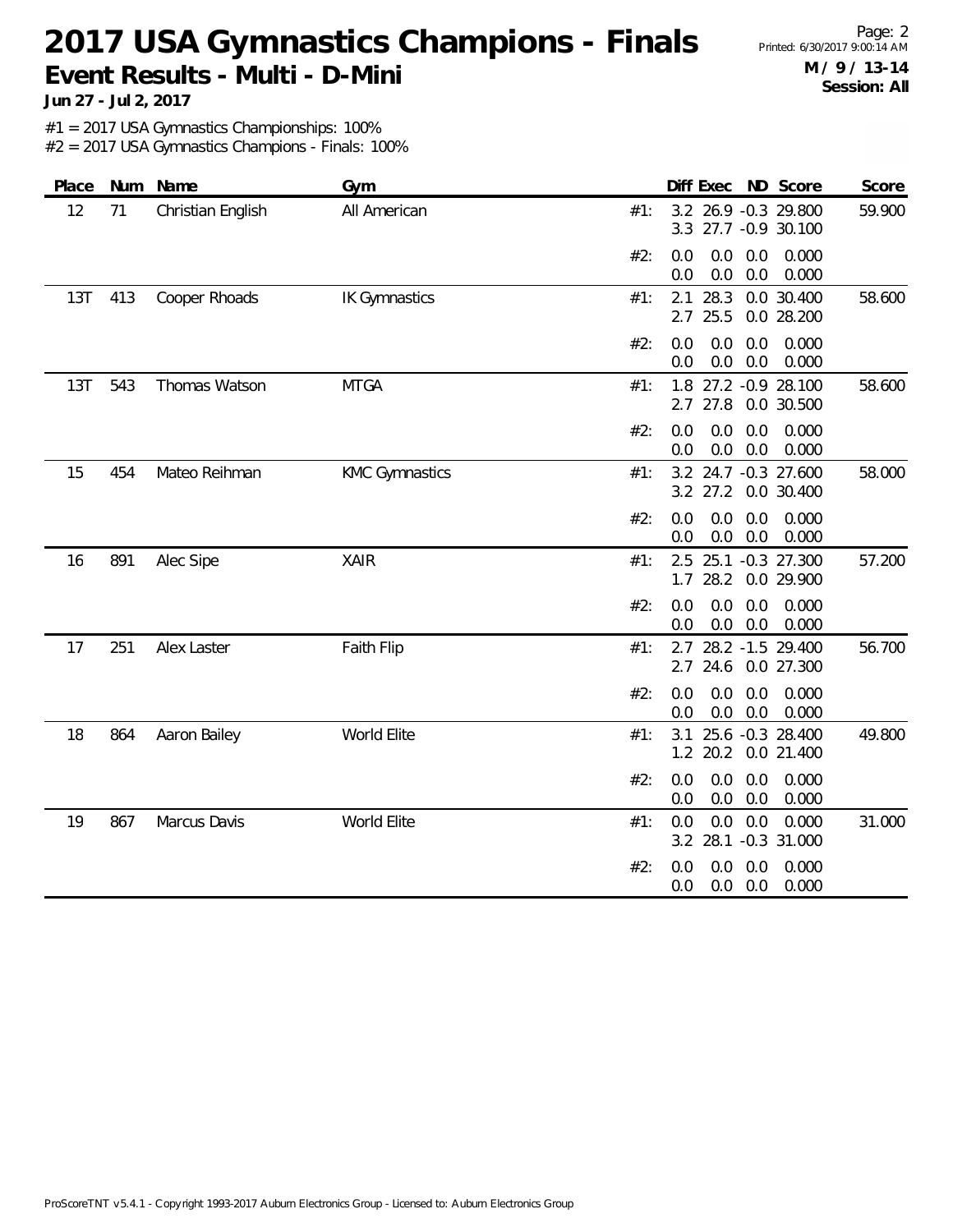# 2017 USA Gymnastics Champions - Finals

## Event Results - Multi - D-Mini

**Jun 27 - Jul 2, 2017**

**M / 9 / 13-14**
**Session: All**

#1 = 2017 USA Gymnastics Championships: 100%
#2 = 2017 USA Gymnastics Champions - Finals: 100%

| Place | Num | Name | Gym | | Diff | Exec | ND | Score | Score |
|---|---|---|---|---|---|---|---|---|---|
| 12 | 71 | Christian English | All American | #1: | 3.2 | 26.9 | -0.3 | 29.800 | 59.900 |
| | | | | | 3.3 | 27.7 | -0.9 | 30.100 | |
| | | | | #2: | 0.0 | 0.0 | 0.0 | 0.000 | |
| | | | | | 0.0 | 0.0 | 0.0 | 0.000 | |
| 13T | 413 | Cooper Rhoads | IK Gymnastics | #1: | 2.1 | 28.3 | 0.0 | 30.400 | 58.600 |
| | | | | | 2.7 | 25.5 | 0.0 | 28.200 | |
| | | | | #2: | 0.0 | 0.0 | 0.0 | 0.000 | |
| | | | | | 0.0 | 0.0 | 0.0 | 0.000 | |
| 13T | 543 | Thomas Watson | MTGA | #1: | 1.8 | 27.2 | -0.9 | 28.100 | 58.600 |
| | | | | | 2.7 | 27.8 | 0.0 | 30.500 | |
| | | | | #2: | 0.0 | 0.0 | 0.0 | 0.000 | |
| | | | | | 0.0 | 0.0 | 0.0 | 0.000 | |
| 15 | 454 | Mateo Reihman | KMC Gymnastics | #1: | 3.2 | 24.7 | -0.3 | 27.600 | 58.000 |
| | | | | | 3.2 | 27.2 | 0.0 | 30.400 | |
| | | | | #2: | 0.0 | 0.0 | 0.0 | 0.000 | |
| | | | | | 0.0 | 0.0 | 0.0 | 0.000 | |
| 16 | 891 | Alec Sipe | XAIR | #1: | 2.5 | 25.1 | -0.3 | 27.300 | 57.200 |
| | | | | | 1.7 | 28.2 | 0.0 | 29.900 | |
| | | | | #2: | 0.0 | 0.0 | 0.0 | 0.000 | |
| | | | | | 0.0 | 0.0 | 0.0 | 0.000 | |
| 17 | 251 | Alex Laster | Faith Flip | #1: | 2.7 | 28.2 | -1.5 | 29.400 | 56.700 |
| | | | | | 2.7 | 24.6 | 0.0 | 27.300 | |
| | | | | #2: | 0.0 | 0.0 | 0.0 | 0.000 | |
| | | | | | 0.0 | 0.0 | 0.0 | 0.000 | |
| 18 | 864 | Aaron Bailey | World Elite | #1: | 3.1 | 25.6 | -0.3 | 28.400 | 49.800 |
| | | | | | 1.2 | 20.2 | 0.0 | 21.400 | |
| | | | | #2: | 0.0 | 0.0 | 0.0 | 0.000 | |
| | | | | | 0.0 | 0.0 | 0.0 | 0.000 | |
| 19 | 867 | Marcus Davis | World Elite | #1: | 0.0 | 0.0 | 0.0 | 0.000 | 31.000 |
| | | | | | 3.2 | 28.1 | -0.3 | 31.000 | |
| | | | | #2: | 0.0 | 0.0 | 0.0 | 0.000 | |
| | | | | | 0.0 | 0.0 | 0.0 | 0.000 | |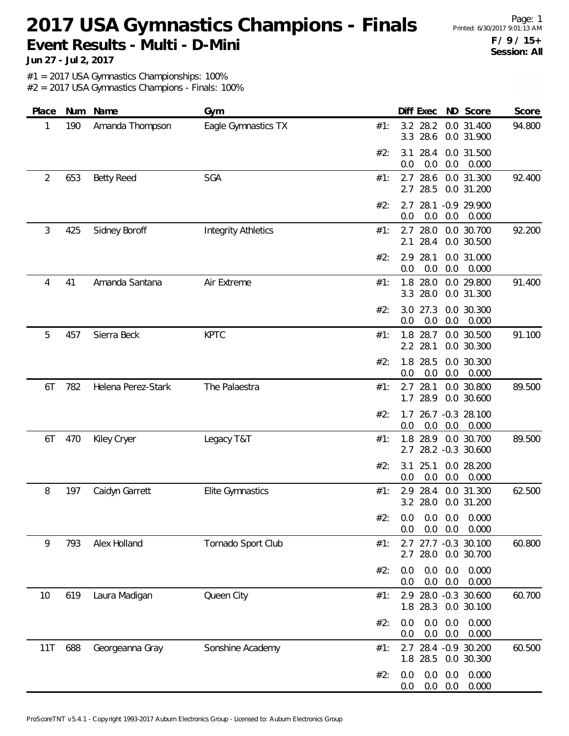# 2017 USA Gymnastics Champions - Finals

## Event Results - Multi - D-Mini

**Jun 27 - Jul 2, 2017**

Page: 1
Printed: 6/30/2017 9:01:13 AM
**F / 9 / 15+**
**Session: All**

#1 = 2017 USA Gymnastics Championships: 100%
#2 = 2017 USA Gymnastics Champions - Finals: 100%

| Place | Num | Name | Gym | | Diff | Exec | ND | Score | Score |
|---|---|---|---|---|---|---|---|---|---|
| 1 | 190 | Amanda Thompson | Eagle Gymnastics TX | #1: | 3.2 | 28.2 | 0.0 | 31.400 | 94.800 |
| | | | | | 3.3 | 28.6 | 0.0 | 31.900 | |
| | | | | #2: | 3.1 | 28.4 | 0.0 | 31.500 | |
| | | | | | 0.0 | 0.0 | 0.0 | 0.000 | |
| 2 | 653 | Betty Reed | SGA | #1: | 2.7 | 28.6 | 0.0 | 31.300 | 92.400 |
| | | | | | 2.7 | 28.5 | 0.0 | 31.200 | |
| | | | | #2: | 2.7 | 28.1 | -0.9 | 29.900 | |
| | | | | | 0.0 | 0.0 | 0.0 | 0.000 | |
| 3 | 425 | Sidney Boroff | Integrity Athletics | #1: | 2.7 | 28.0 | 0.0 | 30.700 | 92.200 |
| | | | | | 2.1 | 28.4 | 0.0 | 30.500 | |
| | | | | #2: | 2.9 | 28.1 | 0.0 | 31.000 | |
| | | | | | 0.0 | 0.0 | 0.0 | 0.000 | |
| 4 | 41 | Amanda Santana | Air Extreme | #1: | 1.8 | 28.0 | 0.0 | 29.800 | 91.400 |
| | | | | | 3.3 | 28.0 | 0.0 | 31.300 | |
| | | | | #2: | 3.0 | 27.3 | 0.0 | 30.300 | |
| | | | | | 0.0 | 0.0 | 0.0 | 0.000 | |
| 5 | 457 | Sierra Beck | KPTC | #1: | 1.8 | 28.7 | 0.0 | 30.500 | 91.100 |
| | | | | | 2.2 | 28.1 | 0.0 | 30.300 | |
| | | | | #2: | 1.8 | 28.5 | 0.0 | 30.300 | |
| | | | | | 0.0 | 0.0 | 0.0 | 0.000 | |
| 6T | 782 | Helena Perez-Stark | The Palaestra | #1: | 2.7 | 28.1 | 0.0 | 30.800 | 89.500 |
| | | | | | 1.7 | 28.9 | 0.0 | 30.600 | |
| | | | | #2: | 1.7 | 26.7 | -0.3 | 28.100 | |
| | | | | | 0.0 | 0.0 | 0.0 | 0.000 | |
| 6T | 470 | Kiley Cryer | Legacy T&T | #1: | 1.8 | 28.9 | 0.0 | 30.700 | 89.500 |
| | | | | | 2.7 | 28.2 | -0.3 | 30.600 | |
| | | | | #2: | 3.1 | 25.1 | 0.0 | 28.200 | |
| | | | | | 0.0 | 0.0 | 0.0 | 0.000 | |
| 8 | 197 | Caidyn Garrett | Elite Gymnastics | #1: | 2.9 | 28.4 | 0.0 | 31.300 | 62.500 |
| | | | | | 3.2 | 28.0 | 0.0 | 31.200 | |
| | | | | #2: | 0.0 | 0.0 | 0.0 | 0.000 | |
| | | | | | 0.0 | 0.0 | 0.0 | 0.000 | |
| 9 | 793 | Alex Holland | Tornado Sport Club | #1: | 2.7 | 27.7 | -0.3 | 30.100 | 60.800 |
| | | | | | 2.7 | 28.0 | 0.0 | 30.700 | |
| | | | | #2: | 0.0 | 0.0 | 0.0 | 0.000 | |
| | | | | | 0.0 | 0.0 | 0.0 | 0.000 | |
| 10 | 619 | Laura Madigan | Queen City | #1: | 2.9 | 28.0 | -0.3 | 30.600 | 60.700 |
| | | | | | 1.8 | 28.3 | 0.0 | 30.100 | |
| | | | | #2: | 0.0 | 0.0 | 0.0 | 0.000 | |
| | | | | | 0.0 | 0.0 | 0.0 | 0.000 | |
| 11T | 688 | Georgeanna Gray | Sonshine Academy | #1: | 2.7 | 28.4 | -0.9 | 30.200 | 60.500 |
| | | | | | 1.8 | 28.5 | 0.0 | 30.300 | |
| | | | | #2: | 0.0 | 0.0 | 0.0 | 0.000 | |
| | | | | | 0.0 | 0.0 | 0.0 | 0.000 | |

ProScoreTNT v5.4.1 - Copyright 1993-2017 Auburn Electronics Group - Licensed to: Auburn Electronics Group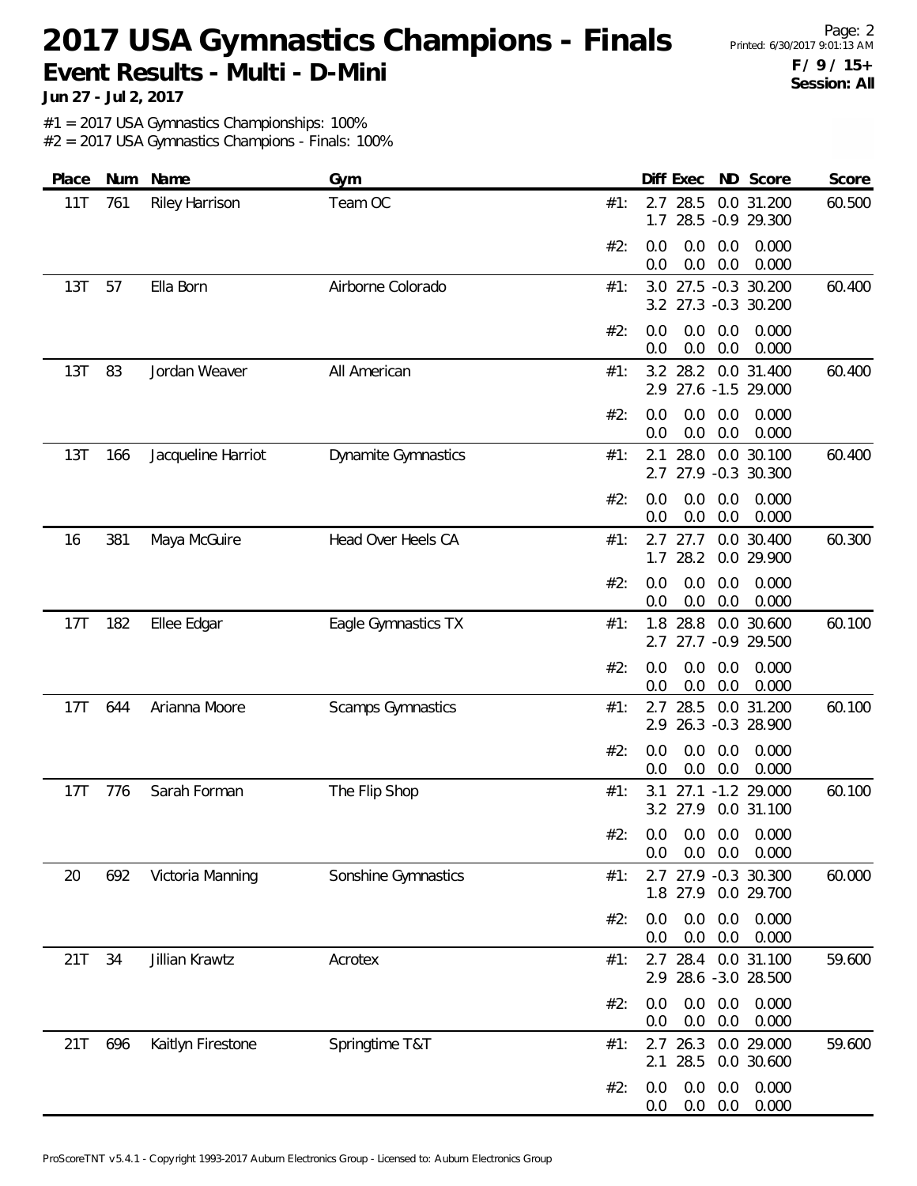# 2017 USA Gymnastics Champions - Finals

## Event Results - Multi - D-Mini

**Jun 27 - Jul 2, 2017**

F / 9 / 15+
Session: All

#1 = 2017 USA Gymnastics Championships: 100%
#2 = 2017 USA Gymnastics Champions - Finals: 100%

| Place | Num | Name | Gym | | Diff | Exec | ND | Score | Score |
|---|---|---|---|---|---|---|---|---|---|
| 11T | 761 | Riley Harrison | Team OC | #1: | 2.7 | 28.5 | 0.0 | 31.200 | 60.500 |
| | | | | | 1.7 | 28.5 | -0.9 | 29.300 | |
| | | | | #2: | 0.0 | 0.0 | 0.0 | 0.000 | |
| | | | | | 0.0 | 0.0 | 0.0 | 0.000 | |
| 13T | 57 | Ella Born | Airborne Colorado | #1: | 3.0 | 27.5 | -0.3 | 30.200 | 60.400 |
| | | | | | 3.2 | 27.3 | -0.3 | 30.200 | |
| | | | | #2: | 0.0 | 0.0 | 0.0 | 0.000 | |
| | | | | | 0.0 | 0.0 | 0.0 | 0.000 | |
| 13T | 83 | Jordan Weaver | All American | #1: | 3.2 | 28.2 | 0.0 | 31.400 | 60.400 |
| | | | | | 2.9 | 27.6 | -1.5 | 29.000 | |
| | | | | #2: | 0.0 | 0.0 | 0.0 | 0.000 | |
| | | | | | 0.0 | 0.0 | 0.0 | 0.000 | |
| 13T | 166 | Jacqueline Harriot | Dynamite Gymnastics | #1: | 2.1 | 28.0 | 0.0 | 30.100 | 60.400 |
| | | | | | 2.7 | 27.9 | -0.3 | 30.300 | |
| | | | | #2: | 0.0 | 0.0 | 0.0 | 0.000 | |
| | | | | | 0.0 | 0.0 | 0.0 | 0.000 | |
| 16 | 381 | Maya McGuire | Head Over Heels CA | #1: | 2.7 | 27.7 | 0.0 | 30.400 | 60.300 |
| | | | | | 1.7 | 28.2 | 0.0 | 29.900 | |
| | | | | #2: | 0.0 | 0.0 | 0.0 | 0.000 | |
| | | | | | 0.0 | 0.0 | 0.0 | 0.000 | |
| 17T | 182 | Ellee Edgar | Eagle Gymnastics TX | #1: | 1.8 | 28.8 | 0.0 | 30.600 | 60.100 |
| | | | | | 2.7 | 27.7 | -0.9 | 29.500 | |
| | | | | #2: | 0.0 | 0.0 | 0.0 | 0.000 | |
| | | | | | 0.0 | 0.0 | 0.0 | 0.000 | |
| 17T | 644 | Arianna Moore | Scamps Gymnastics | #1: | 2.7 | 28.5 | 0.0 | 31.200 | 60.100 |
| | | | | | 2.9 | 26.3 | -0.3 | 28.900 | |
| | | | | #2: | 0.0 | 0.0 | 0.0 | 0.000 | |
| | | | | | 0.0 | 0.0 | 0.0 | 0.000 | |
| 17T | 776 | Sarah Forman | The Flip Shop | #1: | 3.1 | 27.1 | -1.2 | 29.000 | 60.100 |
| | | | | | 3.2 | 27.9 | 0.0 | 31.100 | |
| | | | | #2: | 0.0 | 0.0 | 0.0 | 0.000 | |
| | | | | | 0.0 | 0.0 | 0.0 | 0.000 | |
| 20 | 692 | Victoria Manning | Sonshine Gymnastics | #1: | 2.7 | 27.9 | -0.3 | 30.300 | 60.000 |
| | | | | | 1.8 | 27.9 | 0.0 | 29.700 | |
| | | | | #2: | 0.0 | 0.0 | 0.0 | 0.000 | |
| | | | | | 0.0 | 0.0 | 0.0 | 0.000 | |
| 21T | 34 | Jillian Krawtz | Acrotex | #1: | 2.7 | 28.4 | 0.0 | 31.100 | 59.600 |
| | | | | | 2.9 | 28.6 | -3.0 | 28.500 | |
| | | | | #2: | 0.0 | 0.0 | 0.0 | 0.000 | |
| | | | | | 0.0 | 0.0 | 0.0 | 0.000 | |
| 21T | 696 | Kaitlyn Firestone | Springtime T&T | #1: | 2.7 | 26.3 | 0.0 | 29.000 | 59.600 |
| | | | | | 2.1 | 28.5 | 0.0 | 30.600 | |
| | | | | #2: | 0.0 | 0.0 | 0.0 | 0.000 | |
| | | | | | 0.0 | 0.0 | 0.0 | 0.000 | |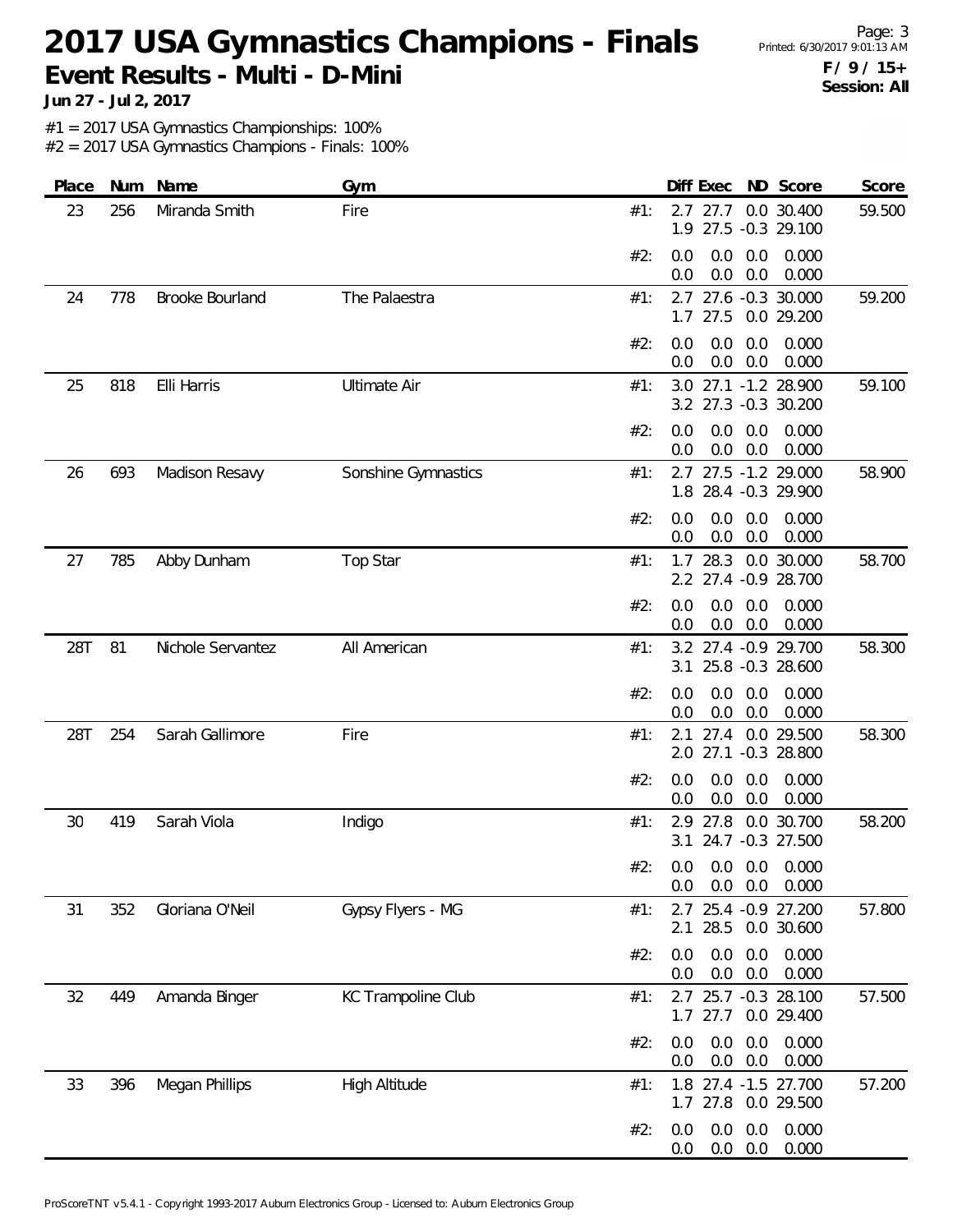# 2017 USA Gymnastics Champions - Finals

**Event Results - Multi - D-Mini**

**Jun 27 - Jul 2, 2017**

Printed: 6/30/2017 9:01:13 AM

**F / 9 / 15+**
**Session: All**

#1 = 2017 USA Gymnastics Championships: 100%
#2 = 2017 USA Gymnastics Champions - Finals: 100%

| Place | Num | Name | Gym | | Diff | Exec | ND | Score | Score |
|---|---|---|---|---|---|---|---|---|---|
| 23 | 256 | Miranda Smith | Fire | #1: | 2.7 | 27.7 | 0.0 | 30.400 | 59.500 |
| | | | | | 1.9 | 27.5 | -0.3 | 29.100 | |
| | | | | #2: | 0.0 | 0.0 | 0.0 | 0.000 | |
| | | | | | 0.0 | 0.0 | 0.0 | 0.000 | |
| 24 | 778 | Brooke Bourland | The Palaestra | #1: | 2.7 | 27.6 | -0.3 | 30.000 | 59.200 |
| | | | | | 1.7 | 27.5 | 0.0 | 29.200 | |
| | | | | #2: | 0.0 | 0.0 | 0.0 | 0.000 | |
| | | | | | 0.0 | 0.0 | 0.0 | 0.000 | |
| 25 | 818 | Elli Harris | Ultimate Air | #1: | 3.0 | 27.1 | -1.2 | 28.900 | 59.100 |
| | | | | | 3.2 | 27.3 | -0.3 | 30.200 | |
| | | | | #2: | 0.0 | 0.0 | 0.0 | 0.000 | |
| | | | | | 0.0 | 0.0 | 0.0 | 0.000 | |
| 26 | 693 | Madison Resavy | Sonshine Gymnastics | #1: | 2.7 | 27.5 | -1.2 | 29.000 | 58.900 |
| | | | | | 1.8 | 28.4 | -0.3 | 29.900 | |
| | | | | #2: | 0.0 | 0.0 | 0.0 | 0.000 | |
| | | | | | 0.0 | 0.0 | 0.0 | 0.000 | |
| 27 | 785 | Abby Dunham | Top Star | #1: | 1.7 | 28.3 | 0.0 | 30.000 | 58.700 |
| | | | | | 2.2 | 27.4 | -0.9 | 28.700 | |
| | | | | #2: | 0.0 | 0.0 | 0.0 | 0.000 | |
| | | | | | 0.0 | 0.0 | 0.0 | 0.000 | |
| 28T | 81 | Nichole Servantez | All American | #1: | 3.2 | 27.4 | -0.9 | 29.700 | 58.300 |
| | | | | | 3.1 | 25.8 | -0.3 | 28.600 | |
| | | | | #2: | 0.0 | 0.0 | 0.0 | 0.000 | |
| | | | | | 0.0 | 0.0 | 0.0 | 0.000 | |
| 28T | 254 | Sarah Gallimore | Fire | #1: | 2.1 | 27.4 | 0.0 | 29.500 | 58.300 |
| | | | | | 2.0 | 27.1 | -0.3 | 28.800 | |
| | | | | #2: | 0.0 | 0.0 | 0.0 | 0.000 | |
| | | | | | 0.0 | 0.0 | 0.0 | 0.000 | |
| 30 | 419 | Sarah Viola | Indigo | #1: | 2.9 | 27.8 | 0.0 | 30.700 | 58.200 |
| | | | | | 3.1 | 24.7 | -0.3 | 27.500 | |
| | | | | #2: | 0.0 | 0.0 | 0.0 | 0.000 | |
| | | | | | 0.0 | 0.0 | 0.0 | 0.000 | |
| 31 | 352 | Gloriana O'Neil | Gypsy Flyers - MG | #1: | 2.7 | 25.4 | -0.9 | 27.200 | 57.800 |
| | | | | | 2.1 | 28.5 | 0.0 | 30.600 | |
| | | | | #2: | 0.0 | 0.0 | 0.0 | 0.000 | |
| | | | | | 0.0 | 0.0 | 0.0 | 0.000 | |
| 32 | 449 | Amanda Binger | KC Trampoline Club | #1: | 2.7 | 25.7 | -0.3 | 28.100 | 57.500 |
| | | | | | 1.7 | 27.7 | 0.0 | 29.400 | |
| | | | | #2: | 0.0 | 0.0 | 0.0 | 0.000 | |
| | | | | | 0.0 | 0.0 | 0.0 | 0.000 | |
| 33 | 396 | Megan Phillips | High Altitude | #1: | 1.8 | 27.4 | -1.5 | 27.700 | 57.200 |
| | | | | | 1.7 | 27.8 | 0.0 | 29.500 | |
| | | | | #2: | 0.0 | 0.0 | 0.0 | 0.000 | |
| | | | | | 0.0 | 0.0 | 0.0 | 0.000 | |

ProScoreTNT v5.4.1 - Copyright 1993-2017 Auburn Electronics Group - Licensed to: Auburn Electronics Group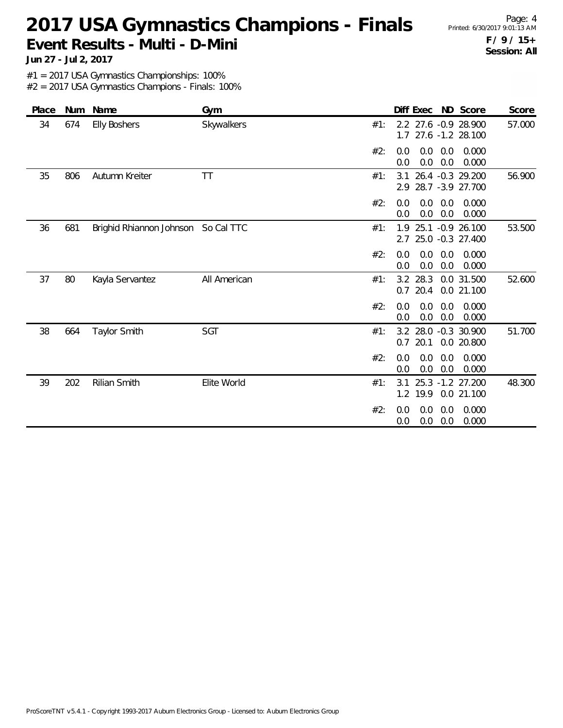# 2017 USA Gymnastics Champions - Finals

## Event Results - Multi - D-Mini

**Jun 27 - Jul 2, 2017**

**F / 9 / 15+**
**Session: All**

#1 = 2017 USA Gymnastics Championships: 100%
#2 = 2017 USA Gymnastics Champions - Finals: 100%

| Place | Num | Name | Gym | | Diff | Exec | ND | Score | Score |
|---|---|---|---|---|---|---|---|---|---|
| 34 | 674 | Elly Boshers | Skywalkers | #1: | 2.2 | 27.6 | -0.9 | 28.900 | 57.000 |
| | | | | | 1.7 | 27.6 | -1.2 | 28.100 | |
| | | | | #2: | 0.0 | 0.0 | 0.0 | 0.000 | |
| | | | | | 0.0 | 0.0 | 0.0 | 0.000 | |
| 35 | 806 | Autumn Kreiter | TT | #1: | 3.1 | 26.4 | -0.3 | 29.200 | 56.900 |
| | | | | | 2.9 | 28.7 | -3.9 | 27.700 | |
| | | | | #2: | 0.0 | 0.0 | 0.0 | 0.000 | |
| | | | | | 0.0 | 0.0 | 0.0 | 0.000 | |
| 36 | 681 | Brighid Rhiannon Johnson | So Cal TTC | #1: | 1.9 | 25.1 | -0.9 | 26.100 | 53.500 |
| | | | | | 2.7 | 25.0 | -0.3 | 27.400 | |
| | | | | #2: | 0.0 | 0.0 | 0.0 | 0.000 | |
| | | | | | 0.0 | 0.0 | 0.0 | 0.000 | |
| 37 | 80 | Kayla Servantez | All American | #1: | 3.2 | 28.3 | 0.0 | 31.500 | 52.600 |
| | | | | | 0.7 | 20.4 | 0.0 | 21.100 | |
| | | | | #2: | 0.0 | 0.0 | 0.0 | 0.000 | |
| | | | | | 0.0 | 0.0 | 0.0 | 0.000 | |
| 38 | 664 | Taylor Smith | SGT | #1: | 3.2 | 28.0 | -0.3 | 30.900 | 51.700 |
| | | | | | 0.7 | 20.1 | 0.0 | 20.800 | |
| | | | | #2: | 0.0 | 0.0 | 0.0 | 0.000 | |
| | | | | | 0.0 | 0.0 | 0.0 | 0.000 | |
| 39 | 202 | Rilian Smith | Elite World | #1: | 3.1 | 25.3 | -1.2 | 27.200 | 48.300 |
| | | | | | 1.2 | 19.9 | 0.0 | 21.100 | |
| | | | | #2: | 0.0 | 0.0 | 0.0 | 0.000 | |
| | | | | | 0.0 | 0.0 | 0.0 | 0.000 | |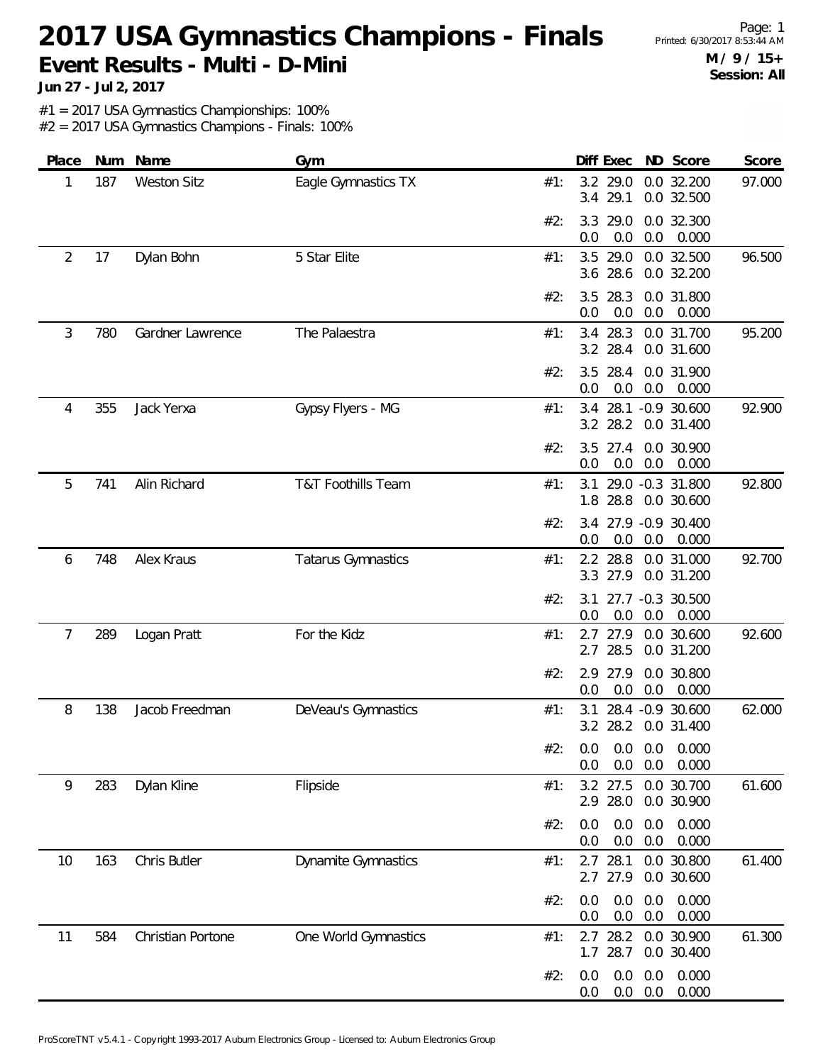# 2017 USA Gymnastics Champions - Finals

## Event Results - Multi - D-Mini

**Jun 27 - Jul 2, 2017**

Printed: 6/30/2017 8:53:44 AM

**M / 9 / 15+**
**Session: All**

#1 = 2017 USA Gymnastics Championships: 100%
#2 = 2017 USA Gymnastics Champions - Finals: 100%

| Place | Num | Name | Gym | | Diff | Exec | ND | Score | Score |
|---|---|---|---|---|---|---|---|---|---|
| 1 | 187 | Weston Sitz | Eagle Gymnastics TX | #1: | 3.2 | 29.0 | 0.0 | 32.200 | 97.000 |
| | | | | | 3.4 | 29.1 | 0.0 | 32.500 | |
| | | | | #2: | 3.3 | 29.0 | 0.0 | 32.300 | |
| | | | | | 0.0 | 0.0 | 0.0 | 0.000 | |
| 2 | 17 | Dylan Bohn | 5 Star Elite | #1: | 3.5 | 29.0 | 0.0 | 32.500 | 96.500 |
| | | | | | 3.6 | 28.6 | 0.0 | 32.200 | |
| | | | | #2: | 3.5 | 28.3 | 0.0 | 31.800 | |
| | | | | | 0.0 | 0.0 | 0.0 | 0.000 | |
| 3 | 780 | Gardner Lawrence | The Palaestra | #1: | 3.4 | 28.3 | 0.0 | 31.700 | 95.200 |
| | | | | | 3.2 | 28.4 | 0.0 | 31.600 | |
| | | | | #2: | 3.5 | 28.4 | 0.0 | 31.900 | |
| | | | | | 0.0 | 0.0 | 0.0 | 0.000 | |
| 4 | 355 | Jack Yerxa | Gypsy Flyers - MG | #1: | 3.4 | 28.1 | -0.9 | 30.600 | 92.900 |
| | | | | | 3.2 | 28.2 | 0.0 | 31.400 | |
| | | | | #2: | 3.5 | 27.4 | 0.0 | 30.900 | |
| | | | | | 0.0 | 0.0 | 0.0 | 0.000 | |
| 5 | 741 | Alin Richard | T&T Foothills Team | #1: | 3.1 | 29.0 | -0.3 | 31.800 | 92.800 |
| | | | | | 1.8 | 28.8 | 0.0 | 30.600 | |
| | | | | #2: | 3.4 | 27.9 | -0.9 | 30.400 | |
| | | | | | 0.0 | 0.0 | 0.0 | 0.000 | |
| 6 | 748 | Alex Kraus | Tatarus Gymnastics | #1: | 2.2 | 28.8 | 0.0 | 31.000 | 92.700 |
| | | | | | 3.3 | 27.9 | 0.0 | 31.200 | |
| | | | | #2: | 3.1 | 27.7 | -0.3 | 30.500 | |
| | | | | | 0.0 | 0.0 | 0.0 | 0.000 | |
| 7 | 289 | Logan Pratt | For the Kidz | #1: | 2.7 | 27.9 | 0.0 | 30.600 | 92.600 |
| | | | | | 2.7 | 28.5 | 0.0 | 31.200 | |
| | | | | #2: | 2.9 | 27.9 | 0.0 | 30.800 | |
| | | | | | 0.0 | 0.0 | 0.0 | 0.000 | |
| 8 | 138 | Jacob Freedman | DeVeau's Gymnastics | #1: | 3.1 | 28.4 | -0.9 | 30.600 | 62.000 |
| | | | | | 3.2 | 28.2 | 0.0 | 31.400 | |
| | | | | #2: | 0.0 | 0.0 | 0.0 | 0.000 | |
| | | | | | 0.0 | 0.0 | 0.0 | 0.000 | |
| 9 | 283 | Dylan Kline | Flipside | #1: | 3.2 | 27.5 | 0.0 | 30.700 | 61.600 |
| | | | | | 2.9 | 28.0 | 0.0 | 30.900 | |
| | | | | #2: | 0.0 | 0.0 | 0.0 | 0.000 | |
| | | | | | 0.0 | 0.0 | 0.0 | 0.000 | |
| 10 | 163 | Chris Butler | Dynamite Gymnastics | #1: | 2.7 | 28.1 | 0.0 | 30.800 | 61.400 |
| | | | | | 2.7 | 27.9 | 0.0 | 30.600 | |
| | | | | #2: | 0.0 | 0.0 | 0.0 | 0.000 | |
| | | | | | 0.0 | 0.0 | 0.0 | 0.000 | |
| 11 | 584 | Christian Portone | One World Gymnastics | #1: | 2.7 | 28.2 | 0.0 | 30.900 | 61.300 |
| | | | | | 1.7 | 28.7 | 0.0 | 30.400 | |
| | | | | #2: | 0.0 | 0.0 | 0.0 | 0.000 | |
| | | | | | 0.0 | 0.0 | 0.0 | 0.000 | |

ProScoreTNT v5.4.1 - Copyright 1993-2017 Auburn Electronics Group - Licensed to: Auburn Electronics Group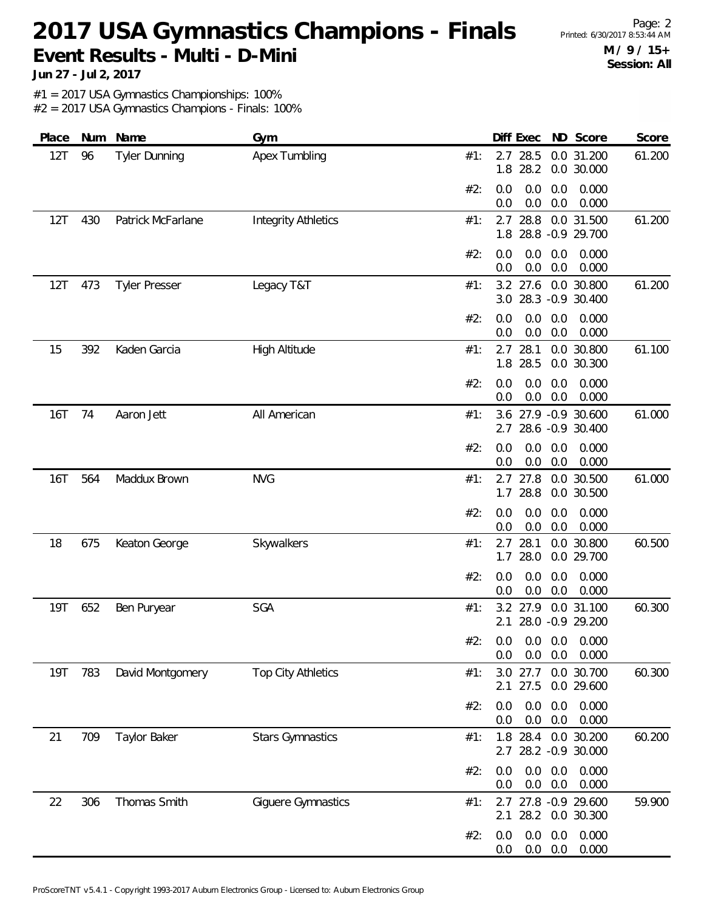# 2017 USA Gymnastics Champions - Finals

**Event Results - Multi - D-Mini**

**Jun 27 - Jul 2, 2017**

**M / 9 / 15+**
**Session: All**

#1 = 2017 USA Gymnastics Championships: 100%
#2 = 2017 USA Gymnastics Champions - Finals: 100%

| Place | Num | Name | Gym | | Diff | Exec | ND | Score | Score |
|---|---|---|---|---|---|---|---|---|---|
| 12T | 96 | Tyler Dunning | Apex Tumbling | #1: | 2.7 | 28.5 | 0.0 | 31.200 | 61.200 |
| | | | | | 1.8 | 28.2 | 0.0 | 30.000 | |
| | | | | #2: | 0.0 | 0.0 | 0.0 | 0.000 | |
| | | | | | 0.0 | 0.0 | 0.0 | 0.000 | |
| 12T | 430 | Patrick McFarlane | Integrity Athletics | #1: | 2.7 | 28.8 | 0.0 | 31.500 | 61.200 |
| | | | | | 1.8 | 28.8 | -0.9 | 29.700 | |
| | | | | #2: | 0.0 | 0.0 | 0.0 | 0.000 | |
| | | | | | 0.0 | 0.0 | 0.0 | 0.000 | |
| 12T | 473 | Tyler Presser | Legacy T&T | #1: | 3.2 | 27.6 | 0.0 | 30.800 | 61.200 |
| | | | | | 3.0 | 28.3 | -0.9 | 30.400 | |
| | | | | #2: | 0.0 | 0.0 | 0.0 | 0.000 | |
| | | | | | 0.0 | 0.0 | 0.0 | 0.000 | |
| 15 | 392 | Kaden Garcia | High Altitude | #1: | 2.7 | 28.1 | 0.0 | 30.800 | 61.100 |
| | | | | | 1.8 | 28.5 | 0.0 | 30.300 | |
| | | | | #2: | 0.0 | 0.0 | 0.0 | 0.000 | |
| | | | | | 0.0 | 0.0 | 0.0 | 0.000 | |
| 16T | 74 | Aaron Jett | All American | #1: | 3.6 | 27.9 | -0.9 | 30.600 | 61.000 |
| | | | | | 2.7 | 28.6 | -0.9 | 30.400 | |
| | | | | #2: | 0.0 | 0.0 | 0.0 | 0.000 | |
| | | | | | 0.0 | 0.0 | 0.0 | 0.000 | |
| 16T | 564 | Maddux Brown | NVG | #1: | 2.7 | 27.8 | 0.0 | 30.500 | 61.000 |
| | | | | | 1.7 | 28.8 | 0.0 | 30.500 | |
| | | | | #2: | 0.0 | 0.0 | 0.0 | 0.000 | |
| | | | | | 0.0 | 0.0 | 0.0 | 0.000 | |
| 18 | 675 | Keaton George | Skywalkers | #1: | 2.7 | 28.1 | 0.0 | 30.800 | 60.500 |
| | | | | | 1.7 | 28.0 | 0.0 | 29.700 | |
| | | | | #2: | 0.0 | 0.0 | 0.0 | 0.000 | |
| | | | | | 0.0 | 0.0 | 0.0 | 0.000 | |
| 19T | 652 | Ben Puryear | SGA | #1: | 3.2 | 27.9 | 0.0 | 31.100 | 60.300 |
| | | | | | 2.1 | 28.0 | -0.9 | 29.200 | |
| | | | | #2: | 0.0 | 0.0 | 0.0 | 0.000 | |
| | | | | | 0.0 | 0.0 | 0.0 | 0.000 | |
| 19T | 783 | David Montgomery | Top City Athletics | #1: | 3.0 | 27.7 | 0.0 | 30.700 | 60.300 |
| | | | | | 2.1 | 27.5 | 0.0 | 29.600 | |
| | | | | #2: | 0.0 | 0.0 | 0.0 | 0.000 | |
| | | | | | 0.0 | 0.0 | 0.0 | 0.000 | |
| 21 | 709 | Taylor Baker | Stars Gymnastics | #1: | 1.8 | 28.4 | 0.0 | 30.200 | 60.200 |
| | | | | | 2.7 | 28.2 | -0.9 | 30.000 | |
| | | | | #2: | 0.0 | 0.0 | 0.0 | 0.000 | |
| | | | | | 0.0 | 0.0 | 0.0 | 0.000 | |
| 22 | 306 | Thomas Smith | Giguere Gymnastics | #1: | 2.7 | 27.8 | -0.9 | 29.600 | 59.900 |
| | | | | | 2.1 | 28.2 | 0.0 | 30.300 | |
| | | | | #2: | 0.0 | 0.0 | 0.0 | 0.000 | |
| | | | | | 0.0 | 0.0 | 0.0 | 0.000 | |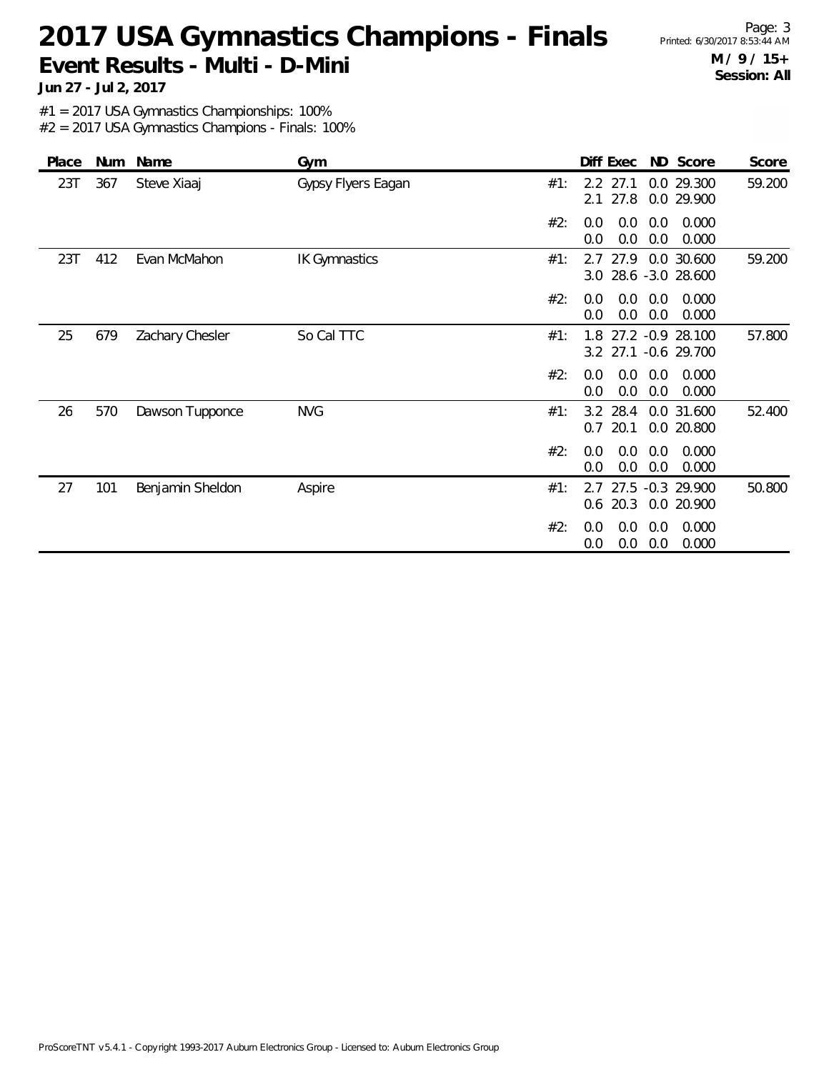# 2017 USA Gymnastics Champions - Finals

## Event Results - Multi - D-Mini

**Jun 27 - Jul 2, 2017**

Page: 3
Printed: 6/30/2017 8:53:44 AM

**M / 9 / 15+**
**Session: All**

#1 = 2017 USA Gymnastics Championships: 100%
#2 = 2017 USA Gymnastics Champions - Finals: 100%

| Place | Num | Name | Gym | | Diff | Exec | ND | Score | Score |
|---|---|---|---|---|---|---|---|---|---|
| 23T | 367 | Steve Xiaaj | Gypsy Flyers Eagan | #1: | 2.2 | 27.1 | 0.0 | 29.300 | 59.200 |
| | | | | | 2.1 | 27.8 | 0.0 | 29.900 | |
| | | | | #2: | 0.0 | 0.0 | 0.0 | 0.000 | |
| | | | | | 0.0 | 0.0 | 0.0 | 0.000 | |
| 23T | 412 | Evan McMahon | IK Gymnastics | #1: | 2.7 | 27.9 | 0.0 | 30.600 | 59.200 |
| | | | | | 3.0 | 28.6 | -3.0 | 28.600 | |
| | | | | #2: | 0.0 | 0.0 | 0.0 | 0.000 | |
| | | | | | 0.0 | 0.0 | 0.0 | 0.000 | |
| 25 | 679 | Zachary Chesler | So Cal TTC | #1: | 1.8 | 27.2 | -0.9 | 28.100 | 57.800 |
| | | | | | 3.2 | 27.1 | -0.6 | 29.700 | |
| | | | | #2: | 0.0 | 0.0 | 0.0 | 0.000 | |
| | | | | | 0.0 | 0.0 | 0.0 | 0.000 | |
| 26 | 570 | Dawson Tupponce | NVG | #1: | 3.2 | 28.4 | 0.0 | 31.600 | 52.400 |
| | | | | | 0.7 | 20.1 | 0.0 | 20.800 | |
| | | | | #2: | 0.0 | 0.0 | 0.0 | 0.000 | |
| | | | | | 0.0 | 0.0 | 0.0 | 0.000 | |
| 27 | 101 | Benjamin Sheldon | Aspire | #1: | 2.7 | 27.5 | -0.3 | 29.900 | 50.800 |
| | | | | | 0.6 | 20.3 | 0.0 | 20.900 | |
| | | | | #2: | 0.0 | 0.0 | 0.0 | 0.000 | |
| | | | | | 0.0 | 0.0 | 0.0 | 0.000 | |

ProScoreTNT v5.4.1 - Copyright 1993-2017 Auburn Electronics Group - Licensed to: Auburn Electronics Group